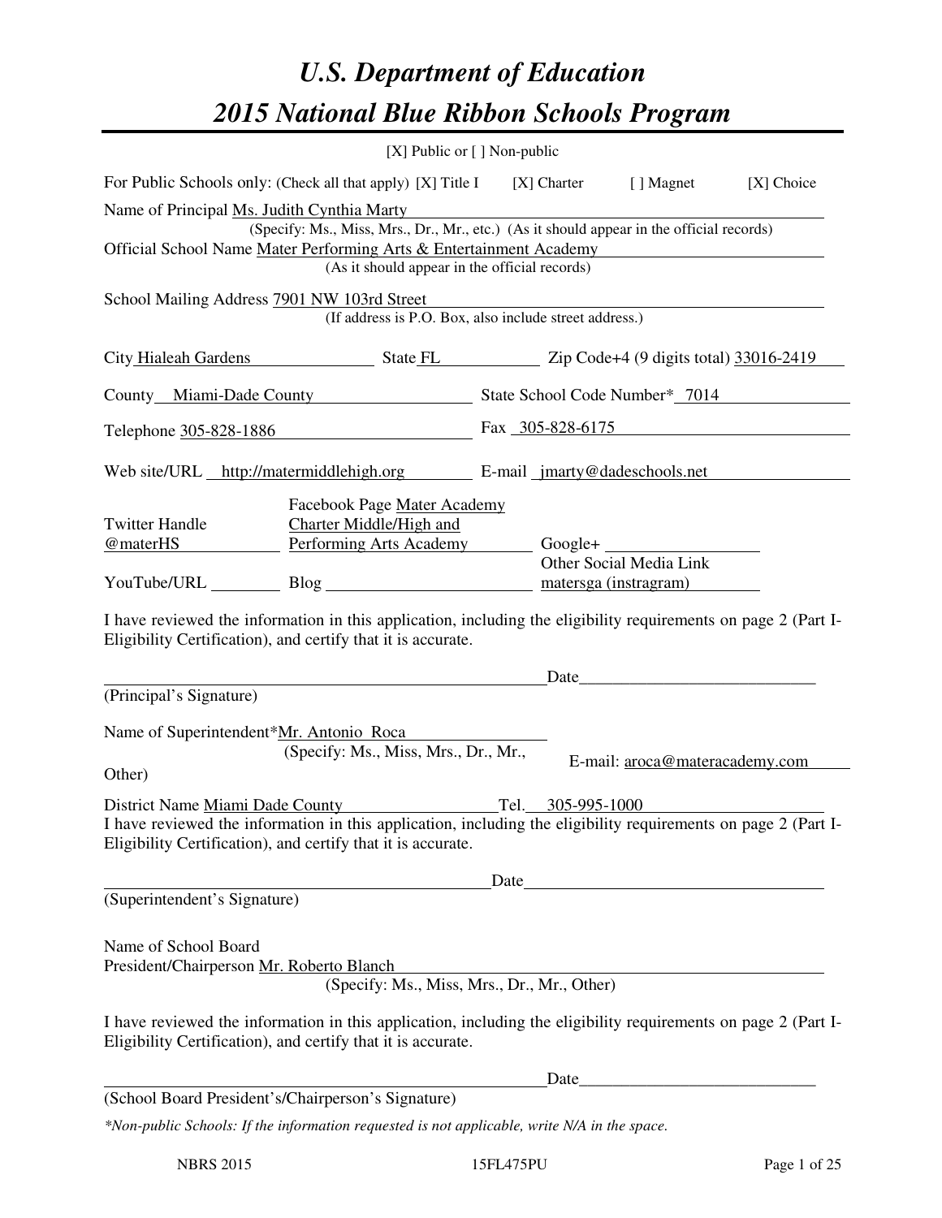# U.S. Department of Education

# 2015 National Blue Ribbon Schools Program

[X] Public or [ ] Non-public

For Public Schools only: (Check all that apply) [X] Title I [X] Charter [ ] Magnet [X] Choice

Name of Principal Ms. Judith Cynthia Marty
(Specify: Ms., Miss, Mrs., Dr., Mr., etc.) (As it should appear in the official records)

Official School Name Mater Performing Arts & Entertainment Academy
(As it should appear in the official records)

School Mailing Address 7901 NW 103rd Street
(If address is P.O. Box, also include street address.)

City Hialeah Gardens State FL Zip Code+4 (9 digits total) 33016-2419

County Miami-Dade County State School Code Number* 7014

Telephone 305-828-1886 Fax 305-828-6175

Web site/URL http://matermiddlehigh.org E-mail jmarty@dadeschools.net

Twitter Handle @materHS Facebook Page Mater Academy Charter Middle/High and Performing Arts Academy Google+ ______

YouTube/URL ______ Blog ______ Other Social Media Link matersga (instragram)

I have reviewed the information in this application, including the eligibility requirements on page 2 (Part I-Eligibility Certification), and certify that it is accurate.

_________________________ Date_____________
(Principal's Signature)

Name of Superintendent*Mr. Antonio Roca
(Specify: Ms., Miss, Mrs., Dr., Mr., Other)

E-mail: aroca@materacademy.com

District Name Miami Dade County Tel. 305-995-1000

I have reviewed the information in this application, including the eligibility requirements on page 2 (Part I-Eligibility Certification), and certify that it is accurate.

_________________________ Date_____________
(Superintendent's Signature)

Name of School Board
President/Chairperson Mr. Roberto Blanch
(Specify: Ms., Miss, Mrs., Dr., Mr., Other)

I have reviewed the information in this application, including the eligibility requirements on page 2 (Part I-Eligibility Certification), and certify that it is accurate.

_________________________ Date_____________
(School Board President's/Chairperson's Signature)

*Non-public Schools: If the information requested is not applicable, write N/A in the space.*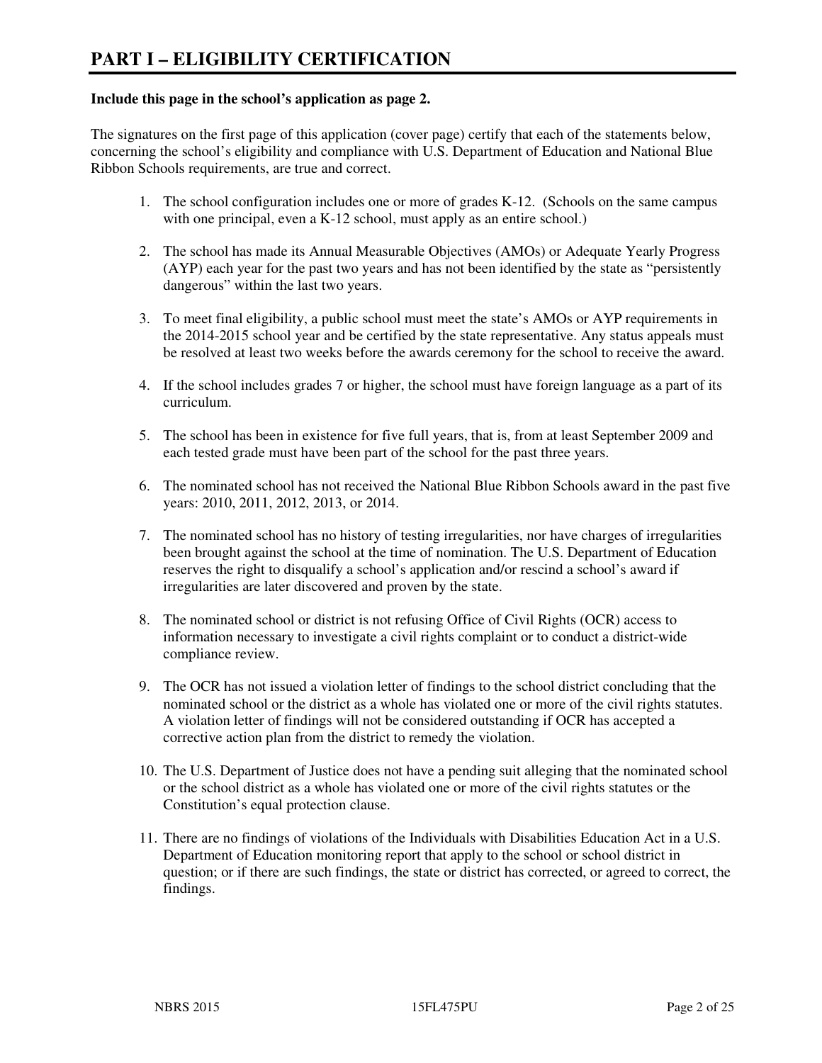# PART I – ELIGIBILITY CERTIFICATION

**Include this page in the school's application as page 2.**

The signatures on the first page of this application (cover page) certify that each of the statements below, concerning the school's eligibility and compliance with U.S. Department of Education and National Blue Ribbon Schools requirements, are true and correct.

1. The school configuration includes one or more of grades K-12. (Schools on the same campus with one principal, even a K-12 school, must apply as an entire school.)

2. The school has made its Annual Measurable Objectives (AMOs) or Adequate Yearly Progress (AYP) each year for the past two years and has not been identified by the state as "persistently dangerous" within the last two years.

3. To meet final eligibility, a public school must meet the state's AMOs or AYP requirements in the 2014-2015 school year and be certified by the state representative. Any status appeals must be resolved at least two weeks before the awards ceremony for the school to receive the award.

4. If the school includes grades 7 or higher, the school must have foreign language as a part of its curriculum.

5. The school has been in existence for five full years, that is, from at least September 2009 and each tested grade must have been part of the school for the past three years.

6. The nominated school has not received the National Blue Ribbon Schools award in the past five years: 2010, 2011, 2012, 2013, or 2014.

7. The nominated school has no history of testing irregularities, nor have charges of irregularities been brought against the school at the time of nomination. The U.S. Department of Education reserves the right to disqualify a school's application and/or rescind a school's award if irregularities are later discovered and proven by the state.

8. The nominated school or district is not refusing Office of Civil Rights (OCR) access to information necessary to investigate a civil rights complaint or to conduct a district-wide compliance review.

9. The OCR has not issued a violation letter of findings to the school district concluding that the nominated school or the district as a whole has violated one or more of the civil rights statutes. A violation letter of findings will not be considered outstanding if OCR has accepted a corrective action plan from the district to remedy the violation.

10. The U.S. Department of Justice does not have a pending suit alleging that the nominated school or the school district as a whole has violated one or more of the civil rights statutes or the Constitution's equal protection clause.

11. There are no findings of violations of the Individuals with Disabilities Education Act in a U.S. Department of Education monitoring report that apply to the school or school district in question; or if there are such findings, the state or district has corrected, or agreed to correct, the findings.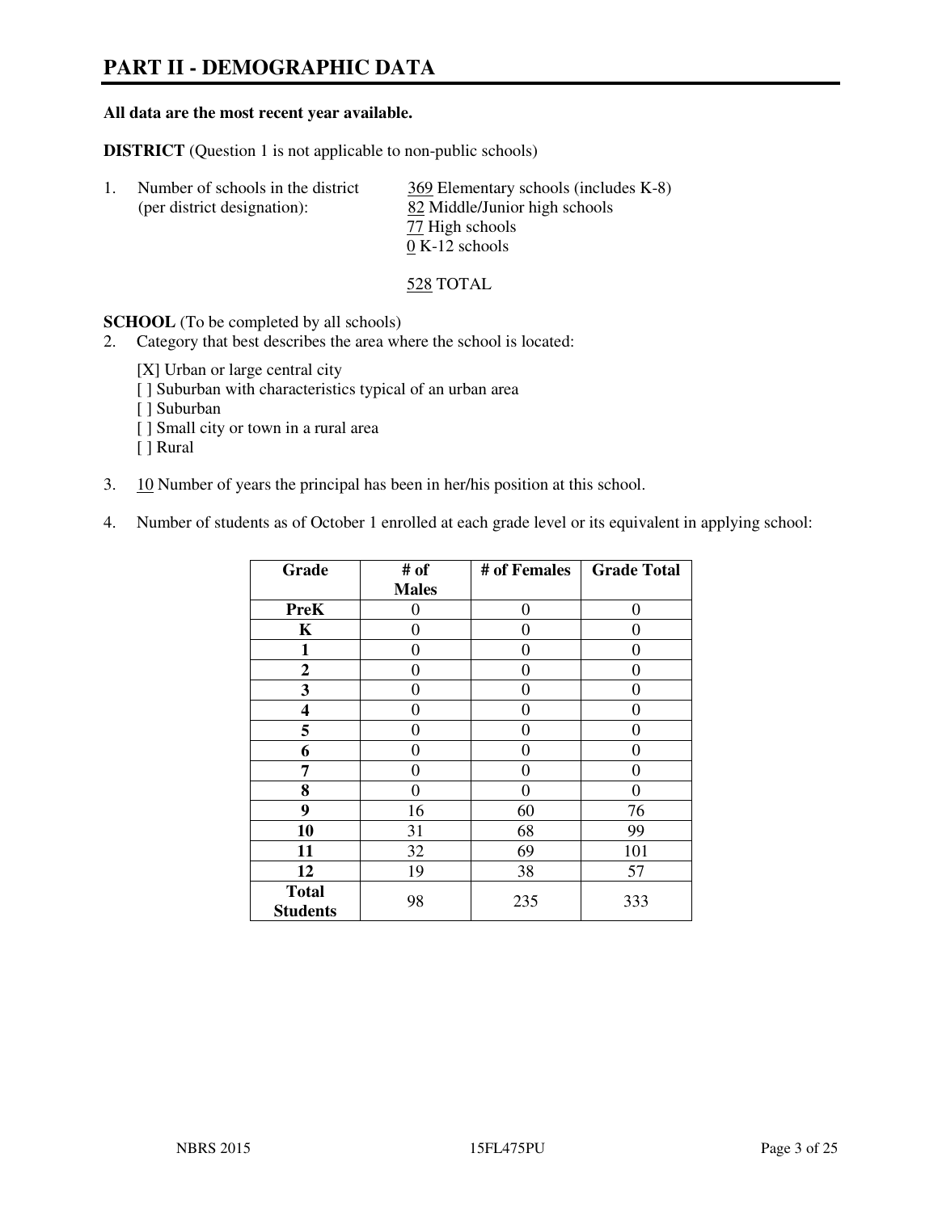# PART II - DEMOGRAPHIC DATA

**All data are the most recent year available.**

**DISTRICT** (Question 1 is not applicable to non-public schools)

1. Number of schools in the district (per district designation):
   - 369 Elementary schools (includes K-8)
   - 82 Middle/Junior high schools
   - 77 High schools
   - 0 K-12 schools

   528 TOTAL

**SCHOOL** (To be completed by all schools)

2. Category that best describes the area where the school is located:

   [X] Urban or large central city
   [ ] Suburban with characteristics typical of an urban area
   [ ] Suburban
   [ ] Small city or town in a rural area
   [ ] Rural

3. 10 Number of years the principal has been in her/his position at this school.

4. Number of students as of October 1 enrolled at each grade level or its equivalent in applying school:

| Grade | # of Males | # of Females | Grade Total |
|---|---|---|---|
| **PreK** | 0 | 0 | 0 |
| **K** | 0 | 0 | 0 |
| **1** | 0 | 0 | 0 |
| **2** | 0 | 0 | 0 |
| **3** | 0 | 0 | 0 |
| **4** | 0 | 0 | 0 |
| **5** | 0 | 0 | 0 |
| **6** | 0 | 0 | 0 |
| **7** | 0 | 0 | 0 |
| **8** | 0 | 0 | 0 |
| **9** | 16 | 60 | 76 |
| **10** | 31 | 68 | 99 |
| **11** | 32 | 69 | 101 |
| **12** | 19 | 38 | 57 |
| **Total Students** | 98 | 235 | 333 |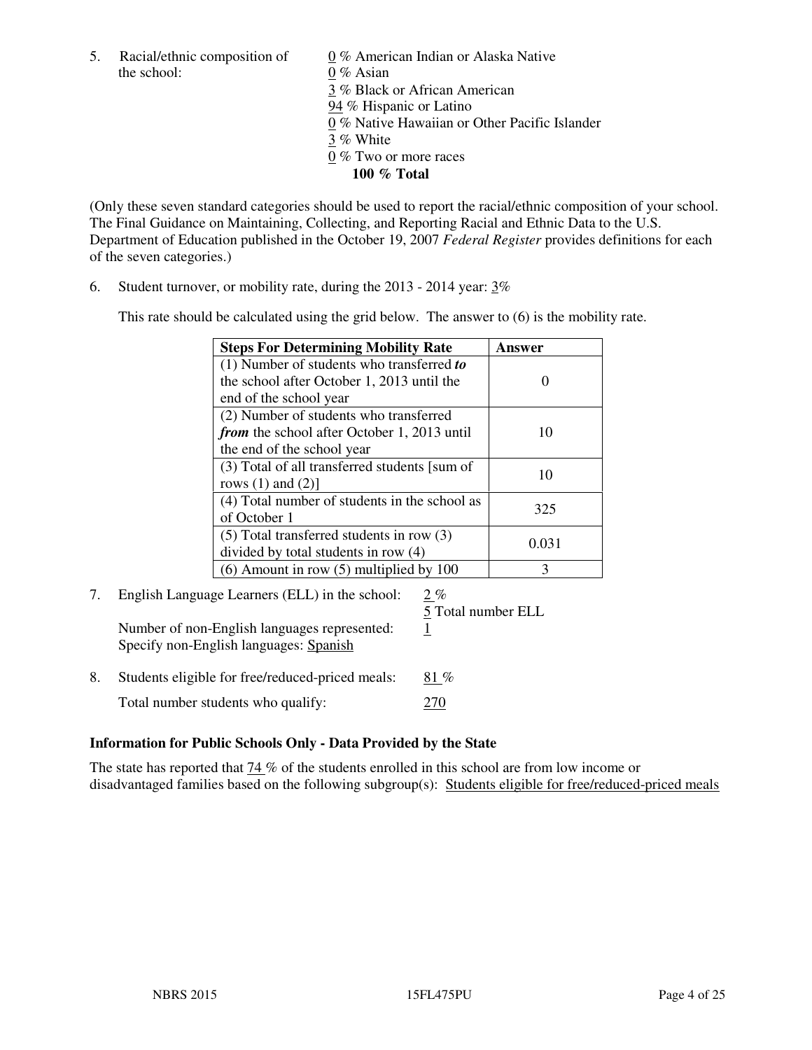5. Racial/ethnic composition of the school:

0 % American Indian or Alaska Native
0 % Asian
3 % Black or African American
94 % Hispanic or Latino
0 % Native Hawaiian or Other Pacific Islander
3 % White
0 % Two or more races
**100 % Total**

(Only these seven standard categories should be used to report the racial/ethnic composition of your school. The Final Guidance on Maintaining, Collecting, and Reporting Racial and Ethnic Data to the U.S. Department of Education published in the October 19, 2007 *Federal Register* provides definitions for each of the seven categories.)

6. Student turnover, or mobility rate, during the 2013 - 2014 year: 3%

This rate should be calculated using the grid below. The answer to (6) is the mobility rate.

| **Steps For Determining Mobility Rate** | **Answer** |
|---|---|
| (1) Number of students who transferred ***to*** the school after October 1, 2013 until the end of the school year | 0 |
| (2) Number of students who transferred ***from*** the school after October 1, 2013 until the end of the school year | 10 |
| (3) Total of all transferred students [sum of rows (1) and (2)] | 10 |
| (4) Total number of students in the school as of October 1 | 325 |
| (5) Total transferred students in row (3) divided by total students in row (4) | 0.031 |
| (6) Amount in row (5) multiplied by 100 | 3 |

7. English Language Learners (ELL) in the school: 2 %
5 Total number ELL

Number of non-English languages represented: 1
Specify non-English languages: Spanish

8. Students eligible for free/reduced-priced meals: 81 %

Total number students who qualify: 270

**Information for Public Schools Only - Data Provided by the State**

The state has reported that 74 % of the students enrolled in this school are from low income or disadvantaged families based on the following subgroup(s): Students eligible for free/reduced-priced meals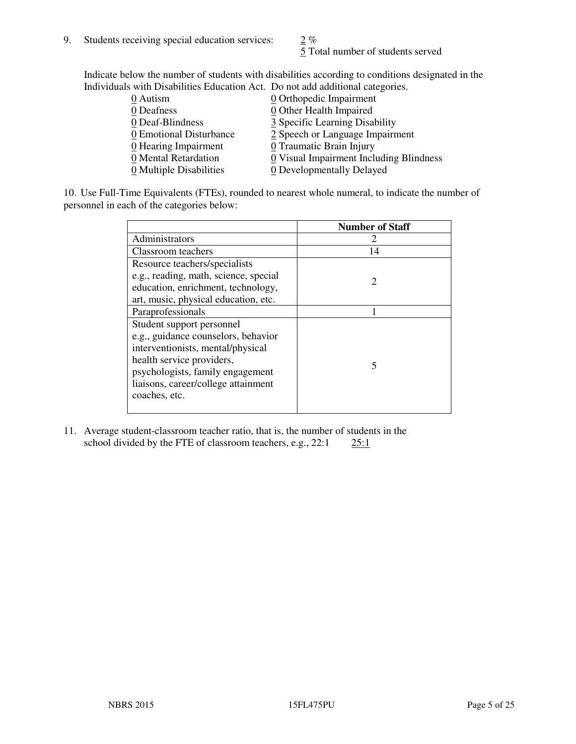9. Students receiving special education services: 2 %
   5 Total number of students served

Indicate below the number of students with disabilities according to conditions designated in the Individuals with Disabilities Education Act. Do not add additional categories.

| | |
|---|---|
| 0 Autism | 0 Orthopedic Impairment |
| 0 Deafness | 0 Other Health Impaired |
| 0 Deaf-Blindness | 3 Specific Learning Disability |
| 0 Emotional Disturbance | 2 Speech or Language Impairment |
| 0 Hearing Impairment | 0 Traumatic Brain Injury |
| 0 Mental Retardation | 0 Visual Impairment Including Blindness |
| 0 Multiple Disabilities | 0 Developmentally Delayed |

10. Use Full-Time Equivalents (FTEs), rounded to nearest whole numeral, to indicate the number of personnel in each of the categories below:

| | Number of Staff |
|---|---|
| Administrators | 2 |
| Classroom teachers | 14 |
| Resource teachers/specialists e.g., reading, math, science, special education, enrichment, technology, art, music, physical education, etc. | 2 |
| Paraprofessionals | 1 |
| Student support personnel e.g., guidance counselors, behavior interventionists, mental/physical health service providers, psychologists, family engagement liaisons, career/college attainment coaches, etc. | 5 |

11. Average student-classroom teacher ratio, that is, the number of students in the school divided by the FTE of classroom teachers, e.g., 22:1 25:1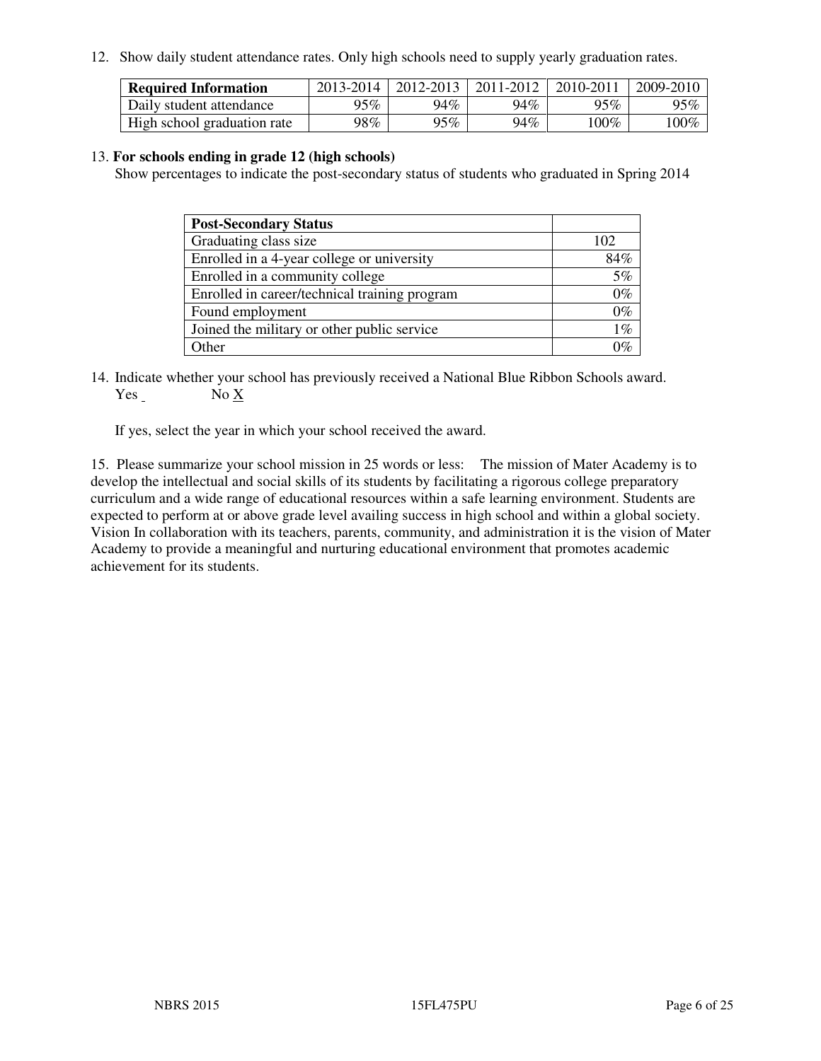12. Show daily student attendance rates. Only high schools need to supply yearly graduation rates.

| Required Information | 2013-2014 | 2012-2013 | 2011-2012 | 2010-2011 | 2009-2010 |
|---|---|---|---|---|---|
| Daily student attendance | 95% | 94% | 94% | 95% | 95% |
| High school graduation rate | 98% | 95% | 94% | 100% | 100% |

13. **For schools ending in grade 12 (high schools)**
Show percentages to indicate the post-secondary status of students who graduated in Spring 2014

| Post-Secondary Status | |
|---|---|
| Graduating class size | 102 |
| Enrolled in a 4-year college or university | 84% |
| Enrolled in a community college | 5% |
| Enrolled in career/technical training program | 0% |
| Found employment | 0% |
| Joined the military or other public service | 1% |
| Other | 0% |

14. Indicate whether your school has previously received a National Blue Ribbon Schools award.
Yes _ No X

If yes, select the year in which your school received the award.

15. Please summarize your school mission in 25 words or less: The mission of Mater Academy is to develop the intellectual and social skills of its students by facilitating a rigorous college preparatory curriculum and a wide range of educational resources within a safe learning environment. Students are expected to perform at or above grade level availing success in high school and within a global society. Vision In collaboration with its teachers, parents, community, and administration it is the vision of Mater Academy to provide a meaningful and nurturing educational environment that promotes academic achievement for its students.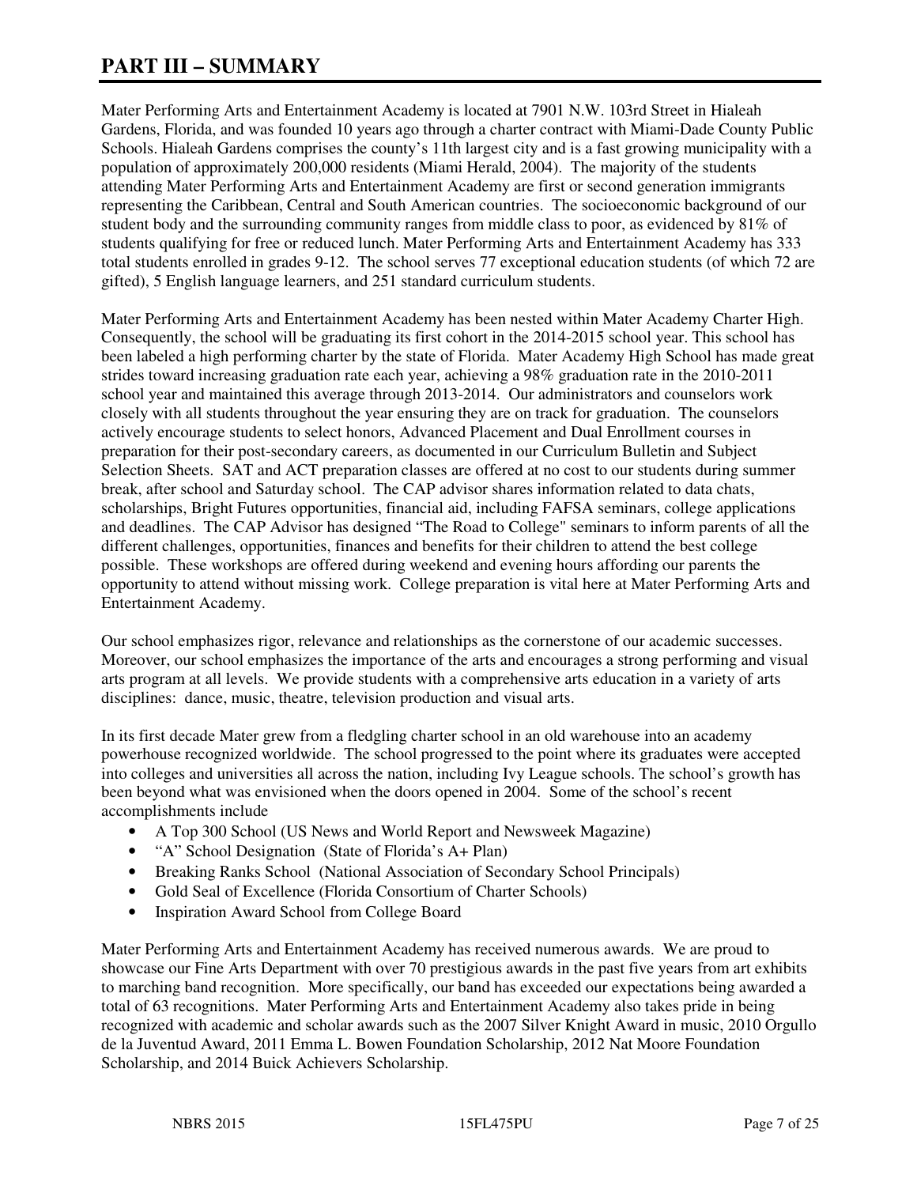# PART III – SUMMARY

Mater Performing Arts and Entertainment Academy is located at 7901 N.W. 103rd Street in Hialeah Gardens, Florida, and was founded 10 years ago through a charter contract with Miami-Dade County Public Schools. Hialeah Gardens comprises the county's 11th largest city and is a fast growing municipality with a population of approximately 200,000 residents (Miami Herald, 2004). The majority of the students attending Mater Performing Arts and Entertainment Academy are first or second generation immigrants representing the Caribbean, Central and South American countries. The socioeconomic background of our student body and the surrounding community ranges from middle class to poor, as evidenced by 81% of students qualifying for free or reduced lunch. Mater Performing Arts and Entertainment Academy has 333 total students enrolled in grades 9-12. The school serves 77 exceptional education students (of which 72 are gifted), 5 English language learners, and 251 standard curriculum students.

Mater Performing Arts and Entertainment Academy has been nested within Mater Academy Charter High. Consequently, the school will be graduating its first cohort in the 2014-2015 school year. This school has been labeled a high performing charter by the state of Florida. Mater Academy High School has made great strides toward increasing graduation rate each year, achieving a 98% graduation rate in the 2010-2011 school year and maintained this average through 2013-2014. Our administrators and counselors work closely with all students throughout the year ensuring they are on track for graduation. The counselors actively encourage students to select honors, Advanced Placement and Dual Enrollment courses in preparation for their post-secondary careers, as documented in our Curriculum Bulletin and Subject Selection Sheets. SAT and ACT preparation classes are offered at no cost to our students during summer break, after school and Saturday school. The CAP advisor shares information related to data chats, scholarships, Bright Futures opportunities, financial aid, including FAFSA seminars, college applications and deadlines. The CAP Advisor has designed "The Road to College" seminars to inform parents of all the different challenges, opportunities, finances and benefits for their children to attend the best college possible. These workshops are offered during weekend and evening hours affording our parents the opportunity to attend without missing work. College preparation is vital here at Mater Performing Arts and Entertainment Academy.

Our school emphasizes rigor, relevance and relationships as the cornerstone of our academic successes. Moreover, our school emphasizes the importance of the arts and encourages a strong performing and visual arts program at all levels. We provide students with a comprehensive arts education in a variety of arts disciplines: dance, music, theatre, television production and visual arts.

In its first decade Mater grew from a fledgling charter school in an old warehouse into an academy powerhouse recognized worldwide. The school progressed to the point where its graduates were accepted into colleges and universities all across the nation, including Ivy League schools. The school's growth has been beyond what was envisioned when the doors opened in 2004. Some of the school's recent accomplishments include

- A Top 300 School (US News and World Report and Newsweek Magazine)
- "A" School Designation (State of Florida's A+ Plan)
- Breaking Ranks School (National Association of Secondary School Principals)
- Gold Seal of Excellence (Florida Consortium of Charter Schools)
- Inspiration Award School from College Board

Mater Performing Arts and Entertainment Academy has received numerous awards. We are proud to showcase our Fine Arts Department with over 70 prestigious awards in the past five years from art exhibits to marching band recognition. More specifically, our band has exceeded our expectations being awarded a total of 63 recognitions. Mater Performing Arts and Entertainment Academy also takes pride in being recognized with academic and scholar awards such as the 2007 Silver Knight Award in music, 2010 Orgullo de la Juventud Award, 2011 Emma L. Bowen Foundation Scholarship, 2012 Nat Moore Foundation Scholarship, and 2014 Buick Achievers Scholarship.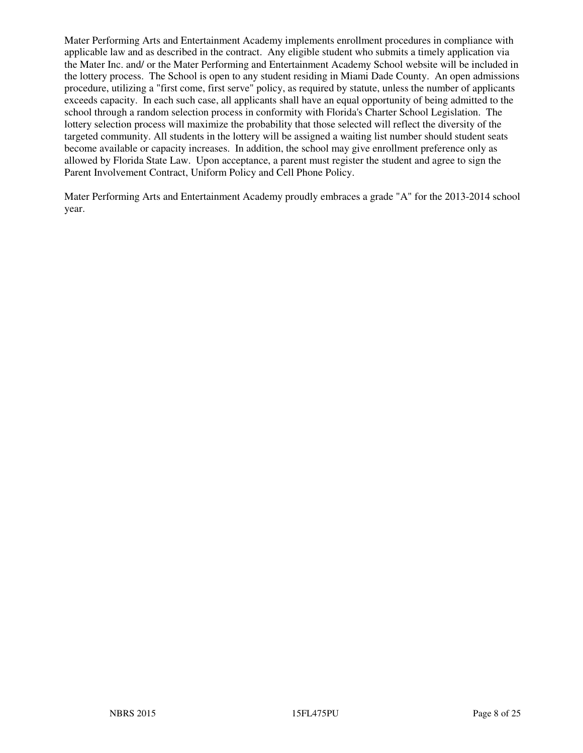Mater Performing Arts and Entertainment Academy implements enrollment procedures in compliance with applicable law and as described in the contract. Any eligible student who submits a timely application via the Mater Inc. and/ or the Mater Performing and Entertainment Academy School website will be included in the lottery process. The School is open to any student residing in Miami Dade County. An open admissions procedure, utilizing a "first come, first serve" policy, as required by statute, unless the number of applicants exceeds capacity. In each such case, all applicants shall have an equal opportunity of being admitted to the school through a random selection process in conformity with Florida's Charter School Legislation. The lottery selection process will maximize the probability that those selected will reflect the diversity of the targeted community. All students in the lottery will be assigned a waiting list number should student seats become available or capacity increases. In addition, the school may give enrollment preference only as allowed by Florida State Law. Upon acceptance, a parent must register the student and agree to sign the Parent Involvement Contract, Uniform Policy and Cell Phone Policy.

Mater Performing Arts and Entertainment Academy proudly embraces a grade "A" for the 2013-2014 school year.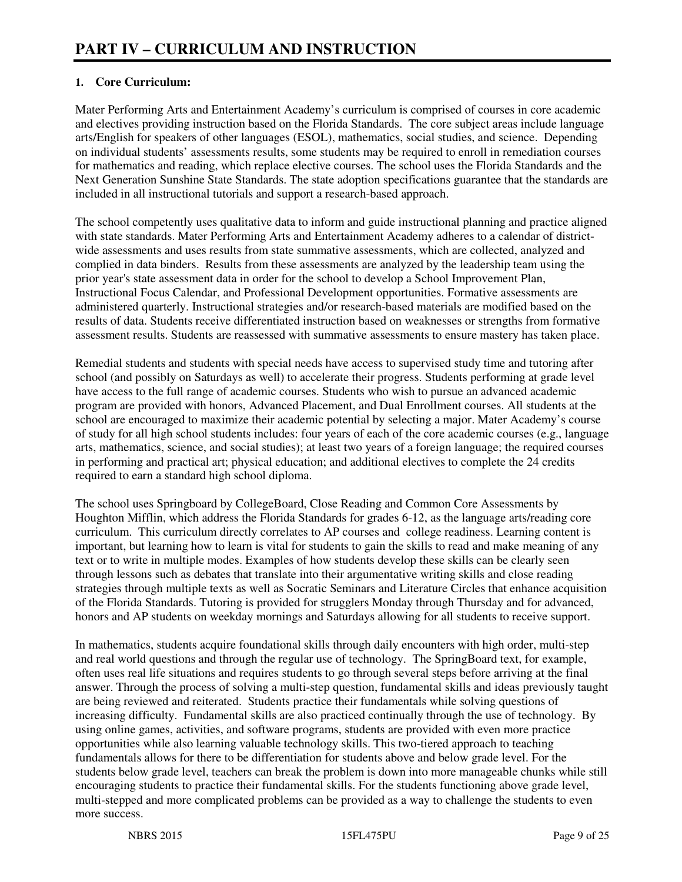# PART IV – CURRICULUM AND INSTRUCTION

**1. Core Curriculum:**

Mater Performing Arts and Entertainment Academy's curriculum is comprised of courses in core academic and electives providing instruction based on the Florida Standards. The core subject areas include language arts/English for speakers of other languages (ESOL), mathematics, social studies, and science. Depending on individual students' assessments results, some students may be required to enroll in remediation courses for mathematics and reading, which replace elective courses. The school uses the Florida Standards and the Next Generation Sunshine State Standards. The state adoption specifications guarantee that the standards are included in all instructional tutorials and support a research-based approach.

The school competently uses qualitative data to inform and guide instructional planning and practice aligned with state standards. Mater Performing Arts and Entertainment Academy adheres to a calendar of district-wide assessments and uses results from state summative assessments, which are collected, analyzed and complied in data binders. Results from these assessments are analyzed by the leadership team using the prior year's state assessment data in order for the school to develop a School Improvement Plan, Instructional Focus Calendar, and Professional Development opportunities. Formative assessments are administered quarterly. Instructional strategies and/or research-based materials are modified based on the results of data. Students receive differentiated instruction based on weaknesses or strengths from formative assessment results. Students are reassessed with summative assessments to ensure mastery has taken place.

Remedial students and students with special needs have access to supervised study time and tutoring after school (and possibly on Saturdays as well) to accelerate their progress. Students performing at grade level have access to the full range of academic courses. Students who wish to pursue an advanced academic program are provided with honors, Advanced Placement, and Dual Enrollment courses. All students at the school are encouraged to maximize their academic potential by selecting a major. Mater Academy's course of study for all high school students includes: four years of each of the core academic courses (e.g., language arts, mathematics, science, and social studies); at least two years of a foreign language; the required courses in performing and practical art; physical education; and additional electives to complete the 24 credits required to earn a standard high school diploma.

The school uses Springboard by CollegeBoard, Close Reading and Common Core Assessments by Houghton Mifflin, which address the Florida Standards for grades 6-12, as the language arts/reading core curriculum. This curriculum directly correlates to AP courses and college readiness. Learning content is important, but learning how to learn is vital for students to gain the skills to read and make meaning of any text or to write in multiple modes. Examples of how students develop these skills can be clearly seen through lessons such as debates that translate into their argumentative writing skills and close reading strategies through multiple texts as well as Socratic Seminars and Literature Circles that enhance acquisition of the Florida Standards. Tutoring is provided for strugglers Monday through Thursday and for advanced, honors and AP students on weekday mornings and Saturdays allowing for all students to receive support.

In mathematics, students acquire foundational skills through daily encounters with high order, multi-step and real world questions and through the regular use of technology. The SpringBoard text, for example, often uses real life situations and requires students to go through several steps before arriving at the final answer. Through the process of solving a multi-step question, fundamental skills and ideas previously taught are being reviewed and reiterated. Students practice their fundamentals while solving questions of increasing difficulty. Fundamental skills are also practiced continually through the use of technology. By using online games, activities, and software programs, students are provided with even more practice opportunities while also learning valuable technology skills. This two-tiered approach to teaching fundamentals allows for there to be differentiation for students above and below grade level. For the students below grade level, teachers can break the problem is down into more manageable chunks while still encouraging students to practice their fundamental skills. For the students functioning above grade level, multi-stepped and more complicated problems can be provided as a way to challenge the students to even more success.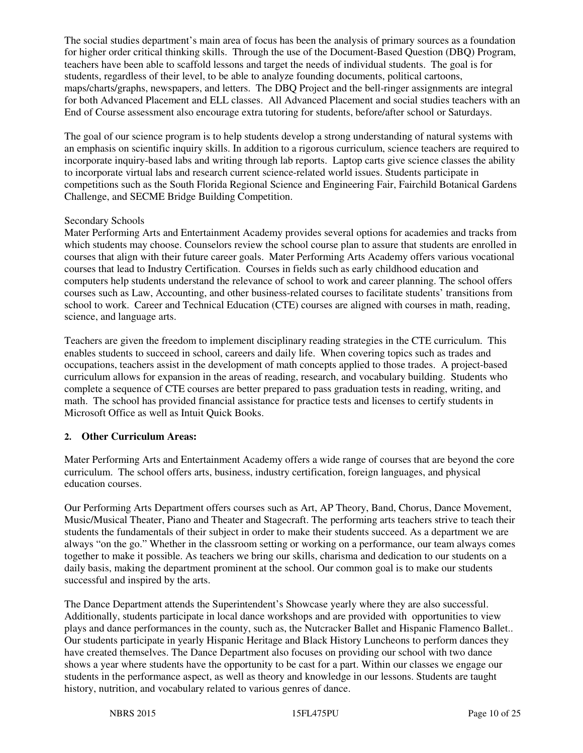The social studies department's main area of focus has been the analysis of primary sources as a foundation for higher order critical thinking skills. Through the use of the Document-Based Question (DBQ) Program, teachers have been able to scaffold lessons and target the needs of individual students. The goal is for students, regardless of their level, to be able to analyze founding documents, political cartoons, maps/charts/graphs, newspapers, and letters. The DBQ Project and the bell-ringer assignments are integral for both Advanced Placement and ELL classes. All Advanced Placement and social studies teachers with an End of Course assessment also encourage extra tutoring for students, before/after school or Saturdays.

The goal of our science program is to help students develop a strong understanding of natural systems with an emphasis on scientific inquiry skills. In addition to a rigorous curriculum, science teachers are required to incorporate inquiry-based labs and writing through lab reports. Laptop carts give science classes the ability to incorporate virtual labs and research current science-related world issues. Students participate in competitions such as the South Florida Regional Science and Engineering Fair, Fairchild Botanical Gardens Challenge, and SECME Bridge Building Competition.

Secondary Schools

Mater Performing Arts and Entertainment Academy provides several options for academies and tracks from which students may choose. Counselors review the school course plan to assure that students are enrolled in courses that align with their future career goals. Mater Performing Arts Academy offers various vocational courses that lead to Industry Certification. Courses in fields such as early childhood education and computers help students understand the relevance of school to work and career planning. The school offers courses such as Law, Accounting, and other business-related courses to facilitate students' transitions from school to work. Career and Technical Education (CTE) courses are aligned with courses in math, reading, science, and language arts.

Teachers are given the freedom to implement disciplinary reading strategies in the CTE curriculum. This enables students to succeed in school, careers and daily life. When covering topics such as trades and occupations, teachers assist in the development of math concepts applied to those trades. A project-based curriculum allows for expansion in the areas of reading, research, and vocabulary building. Students who complete a sequence of CTE courses are better prepared to pass graduation tests in reading, writing, and math. The school has provided financial assistance for practice tests and licenses to certify students in Microsoft Office as well as Intuit Quick Books.

**2. Other Curriculum Areas:**

Mater Performing Arts and Entertainment Academy offers a wide range of courses that are beyond the core curriculum. The school offers arts, business, industry certification, foreign languages, and physical education courses.

Our Performing Arts Department offers courses such as Art, AP Theory, Band, Chorus, Dance Movement, Music/Musical Theater, Piano and Theater and Stagecraft. The performing arts teachers strive to teach their students the fundamentals of their subject in order to make their students succeed. As a department we are always "on the go." Whether in the classroom setting or working on a performance, our team always comes together to make it possible. As teachers we bring our skills, charisma and dedication to our students on a daily basis, making the department prominent at the school. Our common goal is to make our students successful and inspired by the arts.

The Dance Department attends the Superintendent's Showcase yearly where they are also successful. Additionally, students participate in local dance workshops and are provided with opportunities to view plays and dance performances in the county, such as, the Nutcracker Ballet and Hispanic Flamenco Ballet.. Our students participate in yearly Hispanic Heritage and Black History Luncheons to perform dances they have created themselves. The Dance Department also focuses on providing our school with two dance shows a year where students have the opportunity to be cast for a part. Within our classes we engage our students in the performance aspect, as well as theory and knowledge in our lessons. Students are taught history, nutrition, and vocabulary related to various genres of dance.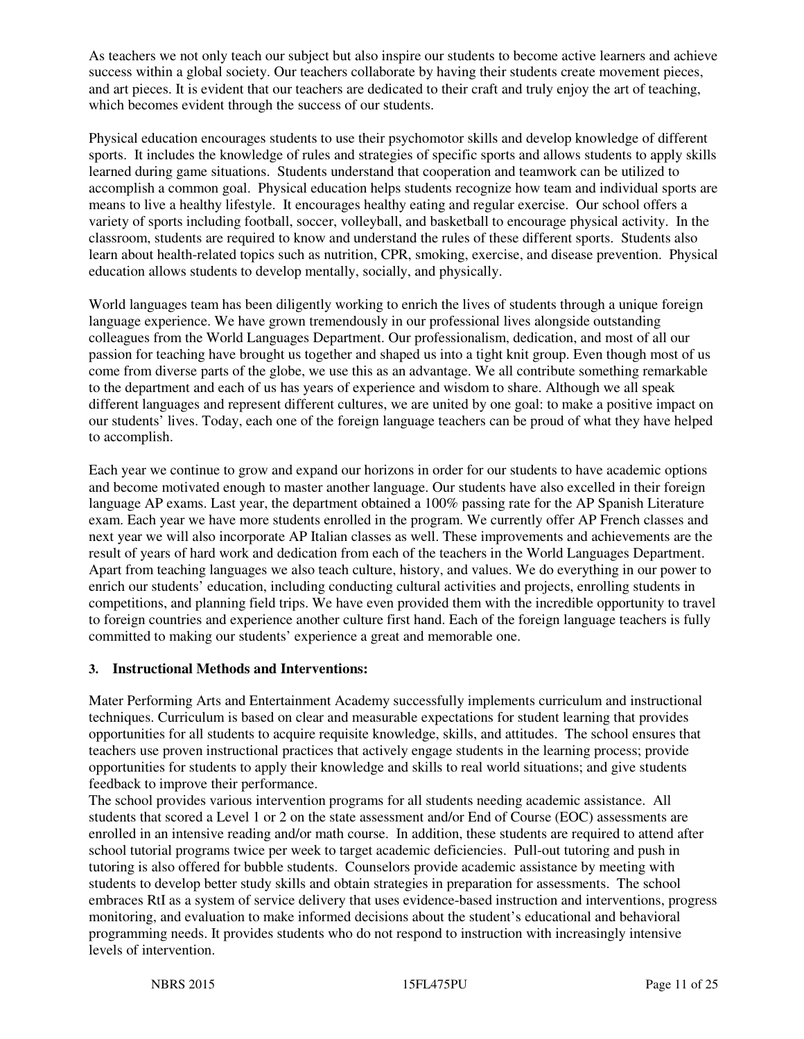As teachers we not only teach our subject but also inspire our students to become active learners and achieve success within a global society. Our teachers collaborate by having their students create movement pieces, and art pieces. It is evident that our teachers are dedicated to their craft and truly enjoy the art of teaching, which becomes evident through the success of our students.

Physical education encourages students to use their psychomotor skills and develop knowledge of different sports. It includes the knowledge of rules and strategies of specific sports and allows students to apply skills learned during game situations. Students understand that cooperation and teamwork can be utilized to accomplish a common goal. Physical education helps students recognize how team and individual sports are means to live a healthy lifestyle. It encourages healthy eating and regular exercise. Our school offers a variety of sports including football, soccer, volleyball, and basketball to encourage physical activity. In the classroom, students are required to know and understand the rules of these different sports. Students also learn about health-related topics such as nutrition, CPR, smoking, exercise, and disease prevention. Physical education allows students to develop mentally, socially, and physically.

World languages team has been diligently working to enrich the lives of students through a unique foreign language experience. We have grown tremendously in our professional lives alongside outstanding colleagues from the World Languages Department. Our professionalism, dedication, and most of all our passion for teaching have brought us together and shaped us into a tight knit group. Even though most of us come from diverse parts of the globe, we use this as an advantage. We all contribute something remarkable to the department and each of us has years of experience and wisdom to share. Although we all speak different languages and represent different cultures, we are united by one goal: to make a positive impact on our students' lives. Today, each one of the foreign language teachers can be proud of what they have helped to accomplish.

Each year we continue to grow and expand our horizons in order for our students to have academic options and become motivated enough to master another language. Our students have also excelled in their foreign language AP exams. Last year, the department obtained a 100% passing rate for the AP Spanish Literature exam. Each year we have more students enrolled in the program. We currently offer AP French classes and next year we will also incorporate AP Italian classes as well. These improvements and achievements are the result of years of hard work and dedication from each of the teachers in the World Languages Department. Apart from teaching languages we also teach culture, history, and values. We do everything in our power to enrich our students' education, including conducting cultural activities and projects, enrolling students in competitions, and planning field trips. We have even provided them with the incredible opportunity to travel to foreign countries and experience another culture first hand. Each of the foreign language teachers is fully committed to making our students' experience a great and memorable one.

### 3. Instructional Methods and Interventions:

Mater Performing Arts and Entertainment Academy successfully implements curriculum and instructional techniques. Curriculum is based on clear and measurable expectations for student learning that provides opportunities for all students to acquire requisite knowledge, skills, and attitudes. The school ensures that teachers use proven instructional practices that actively engage students in the learning process; provide opportunities for students to apply their knowledge and skills to real world situations; and give students feedback to improve their performance.

The school provides various intervention programs for all students needing academic assistance. All students that scored a Level 1 or 2 on the state assessment and/or End of Course (EOC) assessments are enrolled in an intensive reading and/or math course. In addition, these students are required to attend after school tutorial programs twice per week to target academic deficiencies. Pull-out tutoring and push in tutoring is also offered for bubble students. Counselors provide academic assistance by meeting with students to develop better study skills and obtain strategies in preparation for assessments. The school embraces RtI as a system of service delivery that uses evidence-based instruction and interventions, progress monitoring, and evaluation to make informed decisions about the student's educational and behavioral programming needs. It provides students who do not respond to instruction with increasingly intensive levels of intervention.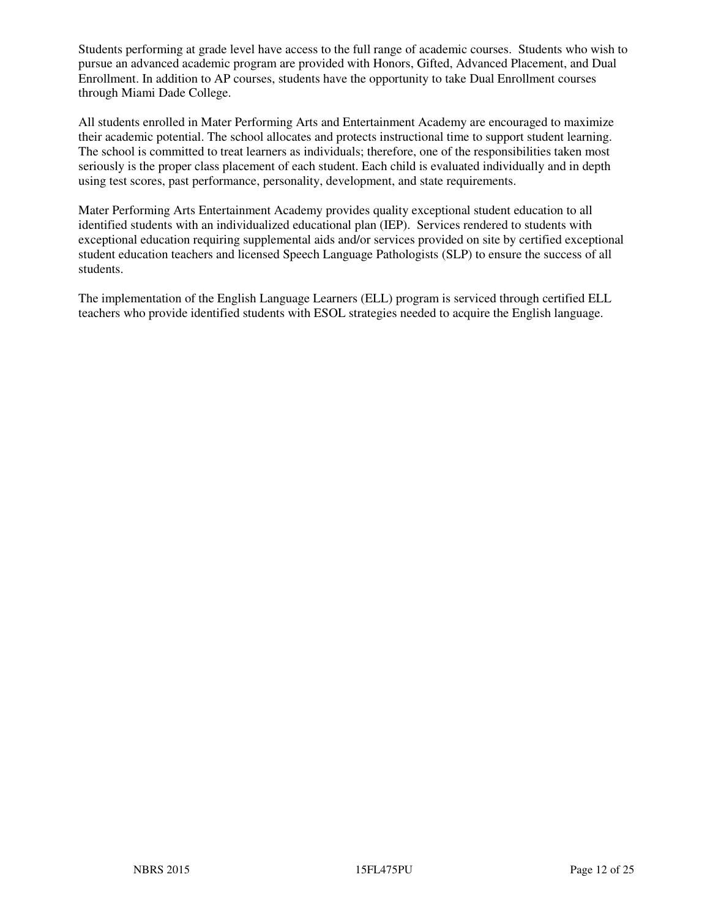Students performing at grade level have access to the full range of academic courses. Students who wish to pursue an advanced academic program are provided with Honors, Gifted, Advanced Placement, and Dual Enrollment. In addition to AP courses, students have the opportunity to take Dual Enrollment courses through Miami Dade College.

All students enrolled in Mater Performing Arts and Entertainment Academy are encouraged to maximize their academic potential. The school allocates and protects instructional time to support student learning. The school is committed to treat learners as individuals; therefore, one of the responsibilities taken most seriously is the proper class placement of each student. Each child is evaluated individually and in depth using test scores, past performance, personality, development, and state requirements.

Mater Performing Arts Entertainment Academy provides quality exceptional student education to all identified students with an individualized educational plan (IEP). Services rendered to students with exceptional education requiring supplemental aids and/or services provided on site by certified exceptional student education teachers and licensed Speech Language Pathologists (SLP) to ensure the success of all students.

The implementation of the English Language Learners (ELL) program is serviced through certified ELL teachers who provide identified students with ESOL strategies needed to acquire the English language.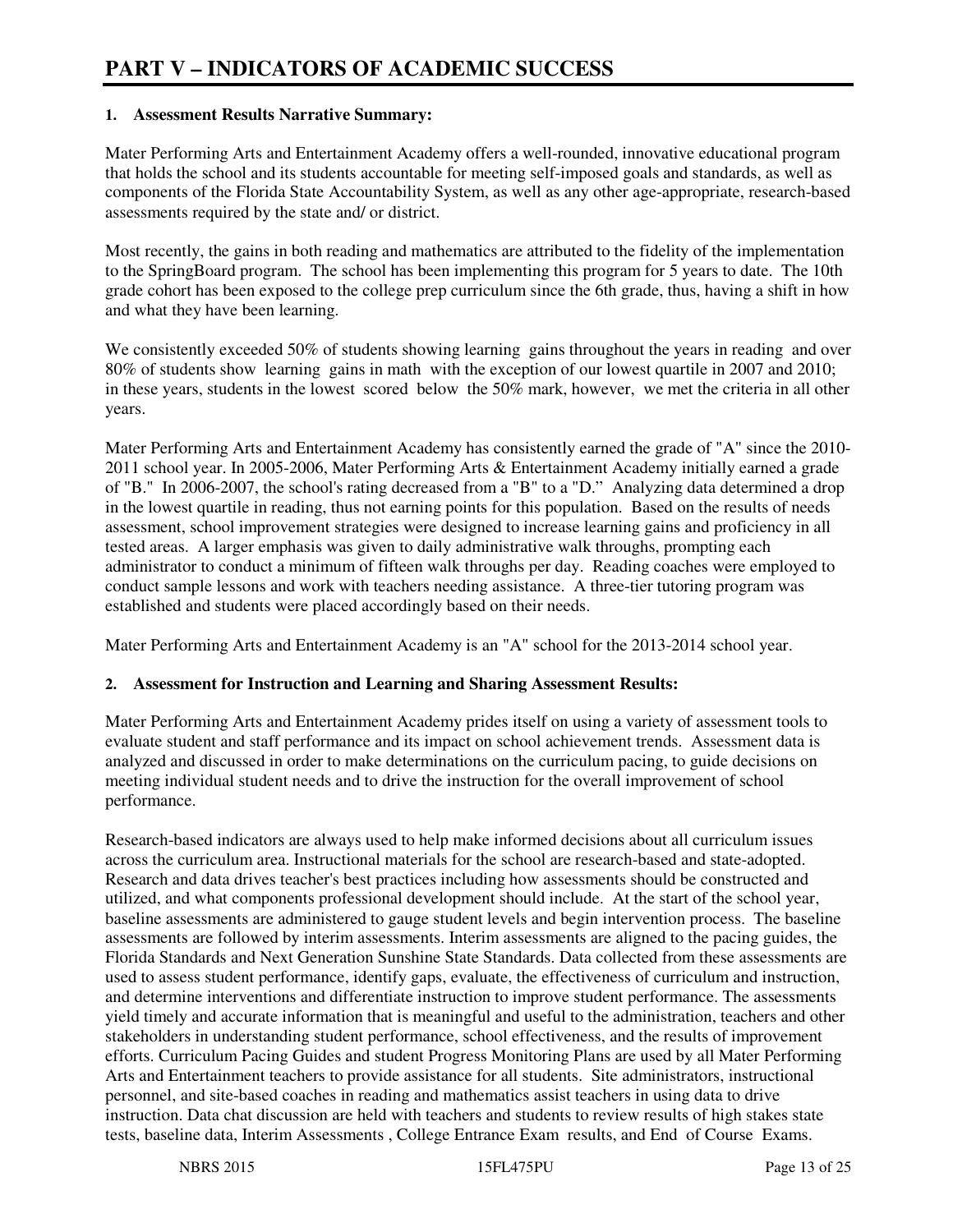# PART V – INDICATORS OF ACADEMIC SUCCESS

**1. Assessment Results Narrative Summary:**

Mater Performing Arts and Entertainment Academy offers a well-rounded, innovative educational program that holds the school and its students accountable for meeting self-imposed goals and standards, as well as components of the Florida State Accountability System, as well as any other age-appropriate, research-based assessments required by the state and/ or district.

Most recently, the gains in both reading and mathematics are attributed to the fidelity of the implementation to the SpringBoard program. The school has been implementing this program for 5 years to date. The 10th grade cohort has been exposed to the college prep curriculum since the 6th grade, thus, having a shift in how and what they have been learning.

We consistently exceeded 50% of students showing learning gains throughout the years in reading and over 80% of students show learning gains in math with the exception of our lowest quartile in 2007 and 2010; in these years, students in the lowest scored below the 50% mark, however, we met the criteria in all other years.

Mater Performing Arts and Entertainment Academy has consistently earned the grade of "A" since the 2010-2011 school year. In 2005-2006, Mater Performing Arts & Entertainment Academy initially earned a grade of "B." In 2006-2007, the school's rating decreased from a "B" to a "D." Analyzing data determined a drop in the lowest quartile in reading, thus not earning points for this population. Based on the results of needs assessment, school improvement strategies were designed to increase learning gains and proficiency in all tested areas. A larger emphasis was given to daily administrative walk throughs, prompting each administrator to conduct a minimum of fifteen walk throughs per day. Reading coaches were employed to conduct sample lessons and work with teachers needing assistance. A three-tier tutoring program was established and students were placed accordingly based on their needs.

Mater Performing Arts and Entertainment Academy is an "A" school for the 2013-2014 school year.

**2. Assessment for Instruction and Learning and Sharing Assessment Results:**

Mater Performing Arts and Entertainment Academy prides itself on using a variety of assessment tools to evaluate student and staff performance and its impact on school achievement trends. Assessment data is analyzed and discussed in order to make determinations on the curriculum pacing, to guide decisions on meeting individual student needs and to drive the instruction for the overall improvement of school performance.

Research-based indicators are always used to help make informed decisions about all curriculum issues across the curriculum area. Instructional materials for the school are research-based and state-adopted. Research and data drives teacher's best practices including how assessments should be constructed and utilized, and what components professional development should include. At the start of the school year, baseline assessments are administered to gauge student levels and begin intervention process. The baseline assessments are followed by interim assessments. Interim assessments are aligned to the pacing guides, the Florida Standards and Next Generation Sunshine State Standards. Data collected from these assessments are used to assess student performance, identify gaps, evaluate, the effectiveness of curriculum and instruction, and determine interventions and differentiate instruction to improve student performance. The assessments yield timely and accurate information that is meaningful and useful to the administration, teachers and other stakeholders in understanding student performance, school effectiveness, and the results of improvement efforts. Curriculum Pacing Guides and student Progress Monitoring Plans are used by all Mater Performing Arts and Entertainment teachers to provide assistance for all students. Site administrators, instructional personnel, and site-based coaches in reading and mathematics assist teachers in using data to drive instruction. Data chat discussion are held with teachers and students to review results of high stakes state tests, baseline data, Interim Assessments , College Entrance Exam results, and End of Course Exams.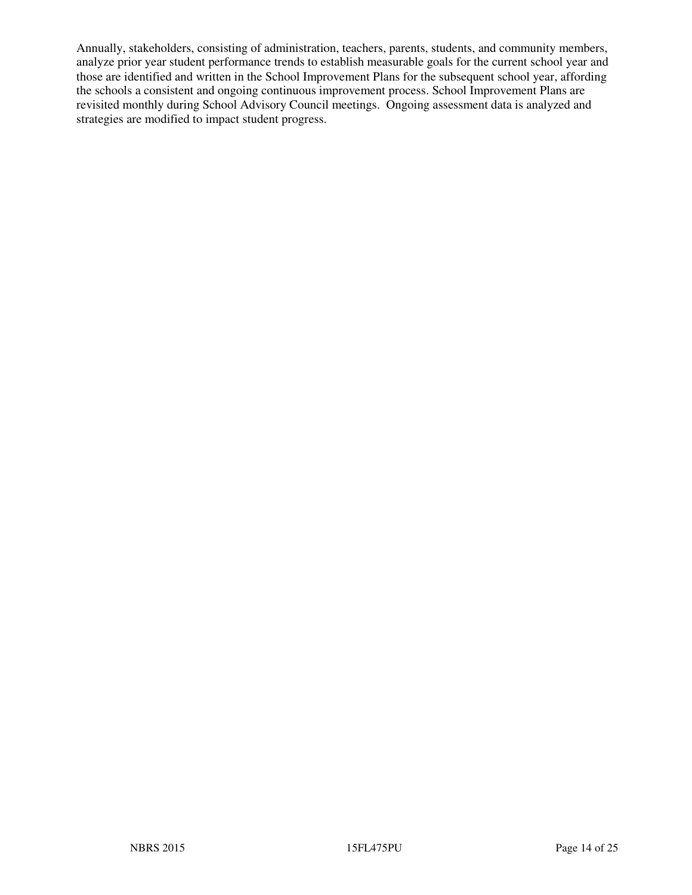Annually, stakeholders, consisting of administration, teachers, parents, students, and community members, analyze prior year student performance trends to establish measurable goals for the current school year and those are identified and written in the School Improvement Plans for the subsequent school year, affording the schools a consistent and ongoing continuous improvement process. School Improvement Plans are revisited monthly during School Advisory Council meetings. Ongoing assessment data is analyzed and strategies are modified to impact student progress.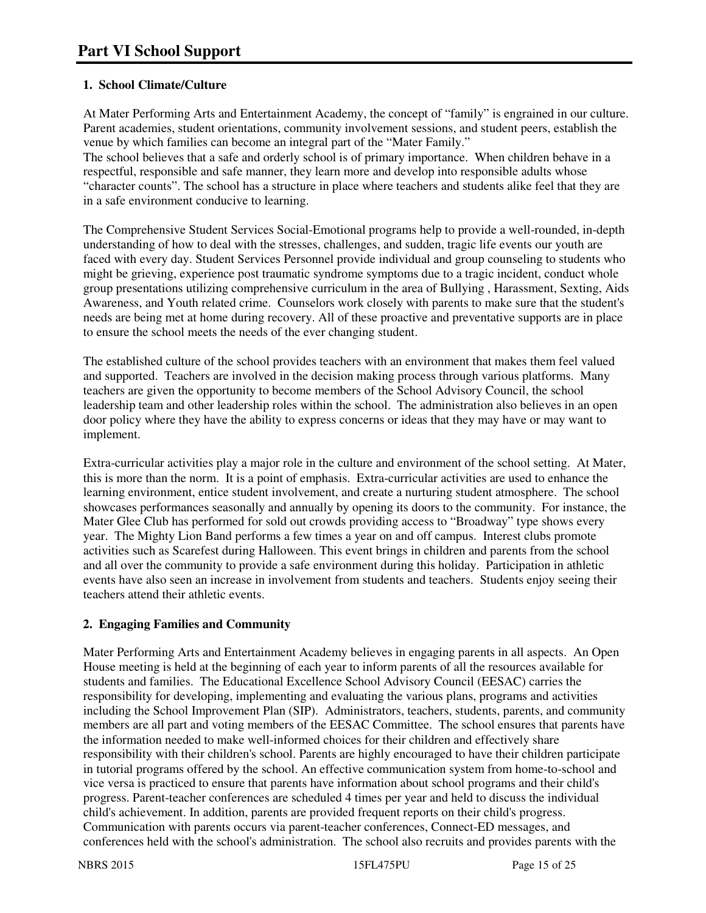# Part VI School Support

### 1. School Climate/Culture

At Mater Performing Arts and Entertainment Academy, the concept of "family" is engrained in our culture. Parent academies, student orientations, community involvement sessions, and student peers, establish the venue by which families can become an integral part of the "Mater Family."
The school believes that a safe and orderly school is of primary importance. When children behave in a respectful, responsible and safe manner, they learn more and develop into responsible adults whose "character counts". The school has a structure in place where teachers and students alike feel that they are in a safe environment conducive to learning.

The Comprehensive Student Services Social-Emotional programs help to provide a well-rounded, in-depth understanding of how to deal with the stresses, challenges, and sudden, tragic life events our youth are faced with every day. Student Services Personnel provide individual and group counseling to students who might be grieving, experience post traumatic syndrome symptoms due to a tragic incident, conduct whole group presentations utilizing comprehensive curriculum in the area of Bullying , Harassment, Sexting, Aids Awareness, and Youth related crime. Counselors work closely with parents to make sure that the student's needs are being met at home during recovery. All of these proactive and preventative supports are in place to ensure the school meets the needs of the ever changing student.

The established culture of the school provides teachers with an environment that makes them feel valued and supported. Teachers are involved in the decision making process through various platforms. Many teachers are given the opportunity to become members of the School Advisory Council, the school leadership team and other leadership roles within the school. The administration also believes in an open door policy where they have the ability to express concerns or ideas that they may have or may want to implement.

Extra-curricular activities play a major role in the culture and environment of the school setting. At Mater, this is more than the norm. It is a point of emphasis. Extra-curricular activities are used to enhance the learning environment, entice student involvement, and create a nurturing student atmosphere. The school showcases performances seasonally and annually by opening its doors to the community. For instance, the Mater Glee Club has performed for sold out crowds providing access to "Broadway" type shows every year. The Mighty Lion Band performs a few times a year on and off campus. Interest clubs promote activities such as Scarefest during Halloween. This event brings in children and parents from the school and all over the community to provide a safe environment during this holiday. Participation in athletic events have also seen an increase in involvement from students and teachers. Students enjoy seeing their teachers attend their athletic events.

### 2. Engaging Families and Community

Mater Performing Arts and Entertainment Academy believes in engaging parents in all aspects. An Open House meeting is held at the beginning of each year to inform parents of all the resources available for students and families. The Educational Excellence School Advisory Council (EESAC) carries the responsibility for developing, implementing and evaluating the various plans, programs and activities including the School Improvement Plan (SIP). Administrators, teachers, students, parents, and community members are all part and voting members of the EESAC Committee. The school ensures that parents have the information needed to make well-informed choices for their children and effectively share responsibility with their children's school. Parents are highly encouraged to have their children participate in tutorial programs offered by the school. An effective communication system from home-to-school and vice versa is practiced to ensure that parents have information about school programs and their child's progress. Parent-teacher conferences are scheduled 4 times per year and held to discuss the individual child's achievement. In addition, parents are provided frequent reports on their child's progress. Communication with parents occurs via parent-teacher conferences, Connect-ED messages, and conferences held with the school's administration. The school also recruits and provides parents with the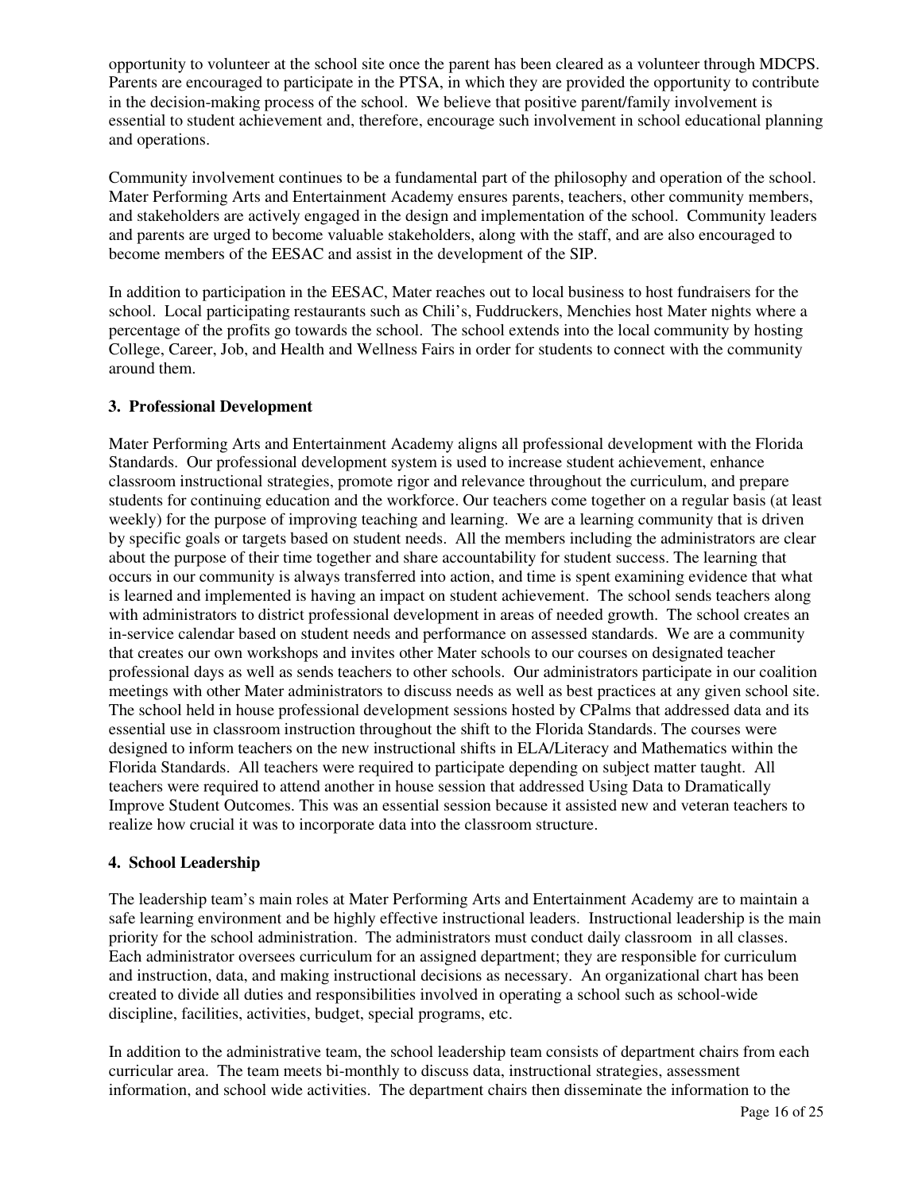opportunity to volunteer at the school site once the parent has been cleared as a volunteer through MDCPS. Parents are encouraged to participate in the PTSA, in which they are provided the opportunity to contribute in the decision-making process of the school. We believe that positive parent/family involvement is essential to student achievement and, therefore, encourage such involvement in school educational planning and operations.

Community involvement continues to be a fundamental part of the philosophy and operation of the school. Mater Performing Arts and Entertainment Academy ensures parents, teachers, other community members, and stakeholders are actively engaged in the design and implementation of the school. Community leaders and parents are urged to become valuable stakeholders, along with the staff, and are also encouraged to become members of the EESAC and assist in the development of the SIP.

In addition to participation in the EESAC, Mater reaches out to local business to host fundraisers for the school. Local participating restaurants such as Chili's, Fuddruckers, Menchies host Mater nights where a percentage of the profits go towards the school. The school extends into the local community by hosting College, Career, Job, and Health and Wellness Fairs in order for students to connect with the community around them.

### 3. Professional Development

Mater Performing Arts and Entertainment Academy aligns all professional development with the Florida Standards. Our professional development system is used to increase student achievement, enhance classroom instructional strategies, promote rigor and relevance throughout the curriculum, and prepare students for continuing education and the workforce. Our teachers come together on a regular basis (at least weekly) for the purpose of improving teaching and learning. We are a learning community that is driven by specific goals or targets based on student needs. All the members including the administrators are clear about the purpose of their time together and share accountability for student success. The learning that occurs in our community is always transferred into action, and time is spent examining evidence that what is learned and implemented is having an impact on student achievement. The school sends teachers along with administrators to district professional development in areas of needed growth. The school creates an in-service calendar based on student needs and performance on assessed standards. We are a community that creates our own workshops and invites other Mater schools to our courses on designated teacher professional days as well as sends teachers to other schools. Our administrators participate in our coalition meetings with other Mater administrators to discuss needs as well as best practices at any given school site. The school held in house professional development sessions hosted by CPalms that addressed data and its essential use in classroom instruction throughout the shift to the Florida Standards. The courses were designed to inform teachers on the new instructional shifts in ELA/Literacy and Mathematics within the Florida Standards. All teachers were required to participate depending on subject matter taught. All teachers were required to attend another in house session that addressed Using Data to Dramatically Improve Student Outcomes. This was an essential session because it assisted new and veteran teachers to realize how crucial it was to incorporate data into the classroom structure.

### 4. School Leadership

The leadership team's main roles at Mater Performing Arts and Entertainment Academy are to maintain a safe learning environment and be highly effective instructional leaders. Instructional leadership is the main priority for the school administration. The administrators must conduct daily classroom in all classes. Each administrator oversees curriculum for an assigned department; they are responsible for curriculum and instruction, data, and making instructional decisions as necessary. An organizational chart has been created to divide all duties and responsibilities involved in operating a school such as school-wide discipline, facilities, activities, budget, special programs, etc.

In addition to the administrative team, the school leadership team consists of department chairs from each curricular area. The team meets bi-monthly to discuss data, instructional strategies, assessment information, and school wide activities. The department chairs then disseminate the information to the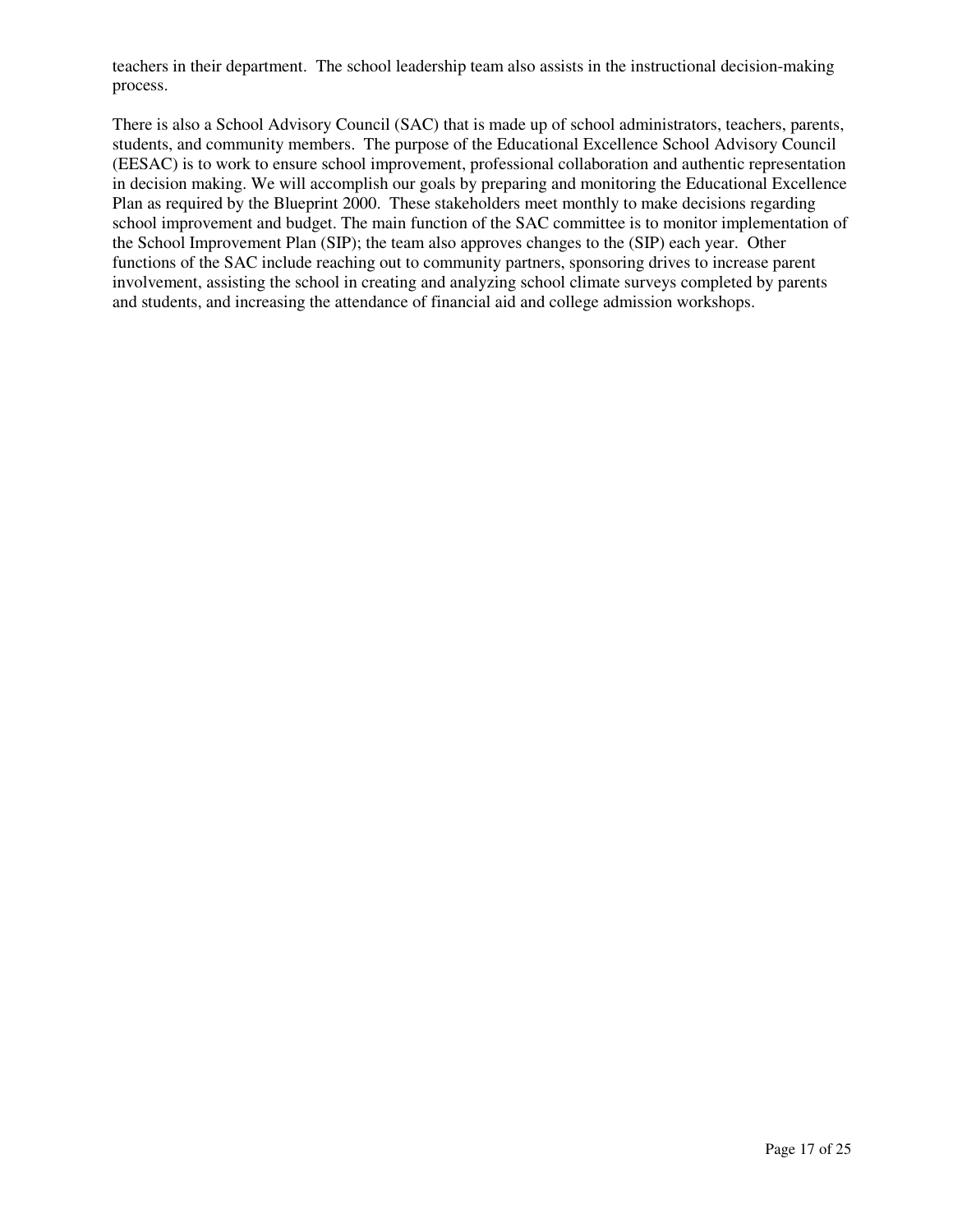teachers in their department. The school leadership team also assists in the instructional decision-making process.

There is also a School Advisory Council (SAC) that is made up of school administrators, teachers, parents, students, and community members. The purpose of the Educational Excellence School Advisory Council (EESAC) is to work to ensure school improvement, professional collaboration and authentic representation in decision making. We will accomplish our goals by preparing and monitoring the Educational Excellence Plan as required by the Blueprint 2000. These stakeholders meet monthly to make decisions regarding school improvement and budget. The main function of the SAC committee is to monitor implementation of the School Improvement Plan (SIP); the team also approves changes to the (SIP) each year. Other functions of the SAC include reaching out to community partners, sponsoring drives to increase parent involvement, assisting the school in creating and analyzing school climate surveys completed by parents and students, and increasing the attendance of financial aid and college admission workshops.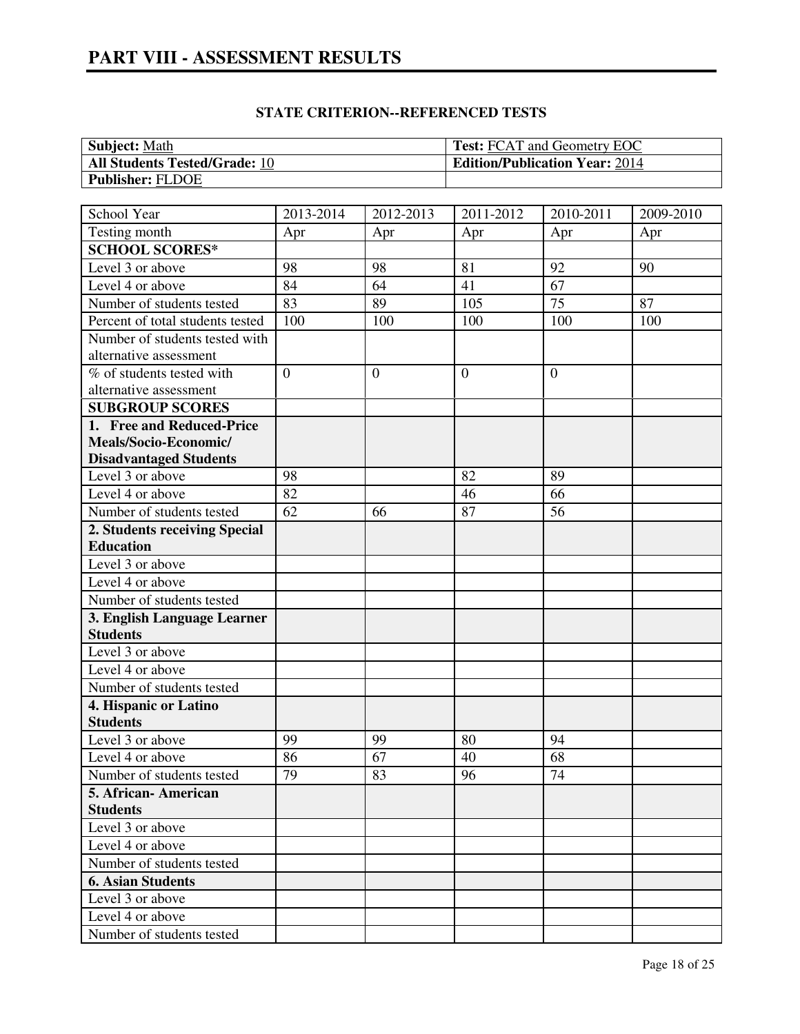# PART VIII - ASSESSMENT RESULTS

**STATE CRITERION--REFERENCED TESTS**

| | |
|---|---|
| **Subject:** Math | **Test:** FCAT and Geometry EOC |
| **All Students Tested/Grade:** 10 | **Edition/Publication Year:** 2014 |
| **Publisher:** FLDOE | |

| School Year | 2013-2014 | 2012-2013 | 2011-2012 | 2010-2011 | 2009-2010 |
|---|---|---|---|---|---|
| Testing month | Apr | Apr | Apr | Apr | Apr |
| **SCHOOL SCORES*** | | | | | |
| Level 3 or above | 98 | 98 | 81 | 92 | 90 |
| Level 4 or above | 84 | 64 | 41 | 67 | |
| Number of students tested | 83 | 89 | 105 | 75 | 87 |
| Percent of total students tested | 100 | 100 | 100 | 100 | 100 |
| Number of students tested with alternative assessment | | | | | |
| % of students tested with alternative assessment | 0 | 0 | 0 | 0 | |
| **SUBGROUP SCORES** | | | | | |
| **1. Free and Reduced-Price Meals/Socio-Economic/ Disadvantaged Students** | | | | | |
| Level 3 or above | 98 | | 82 | 89 | |
| Level 4 or above | 82 | | 46 | 66 | |
| Number of students tested | 62 | 66 | 87 | 56 | |
| **2. Students receiving Special Education** | | | | | |
| Level 3 or above | | | | | |
| Level 4 or above | | | | | |
| Number of students tested | | | | | |
| **3. English Language Learner Students** | | | | | |
| Level 3 or above | | | | | |
| Level 4 or above | | | | | |
| Number of students tested | | | | | |
| **4. Hispanic or Latino Students** | | | | | |
| Level 3 or above | 99 | 99 | 80 | 94 | |
| Level 4 or above | 86 | 67 | 40 | 68 | |
| Number of students tested | 79 | 83 | 96 | 74 | |
| **5. African- American Students** | | | | | |
| Level 3 or above | | | | | |
| Level 4 or above | | | | | |
| Number of students tested | | | | | |
| **6. Asian Students** | | | | | |
| Level 3 or above | | | | | |
| Level 4 or above | | | | | |
| Number of students tested | | | | | |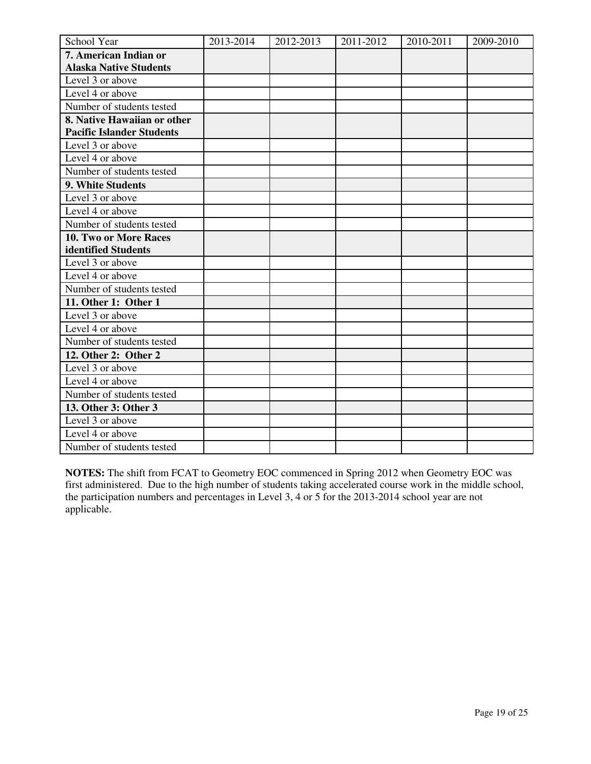| School Year | 2013-2014 | 2012-2013 | 2011-2012 | 2010-2011 | 2009-2010 |
|---|---|---|---|---|---|
| **7. American Indian or Alaska Native Students** | | | | | |
| Level 3 or above | | | | | |
| Level 4 or above | | | | | |
| Number of students tested | | | | | |
| **8. Native Hawaiian or other Pacific Islander Students** | | | | | |
| Level 3 or above | | | | | |
| Level 4 or above | | | | | |
| Number of students tested | | | | | |
| **9. White Students** | | | | | |
| Level 3 or above | | | | | |
| Level 4 or above | | | | | |
| Number of students tested | | | | | |
| **10. Two or More Races identified Students** | | | | | |
| Level 3 or above | | | | | |
| Level 4 or above | | | | | |
| Number of students tested | | | | | |
| **11. Other 1: Other 1** | | | | | |
| Level 3 or above | | | | | |
| Level 4 or above | | | | | |
| Number of students tested | | | | | |
| **12. Other 2: Other 2** | | | | | |
| Level 3 or above | | | | | |
| Level 4 or above | | | | | |
| Number of students tested | | | | | |
| **13. Other 3: Other 3** | | | | | |
| Level 3 or above | | | | | |
| Level 4 or above | | | | | |
| Number of students tested | | | | | |

**NOTES:** The shift from FCAT to Geometry EOC commenced in Spring 2012 when Geometry EOC was first administered. Due to the high number of students taking accelerated course work in the middle school, the participation numbers and percentages in Level 3, 4 or 5 for the 2013-2014 school year are not applicable.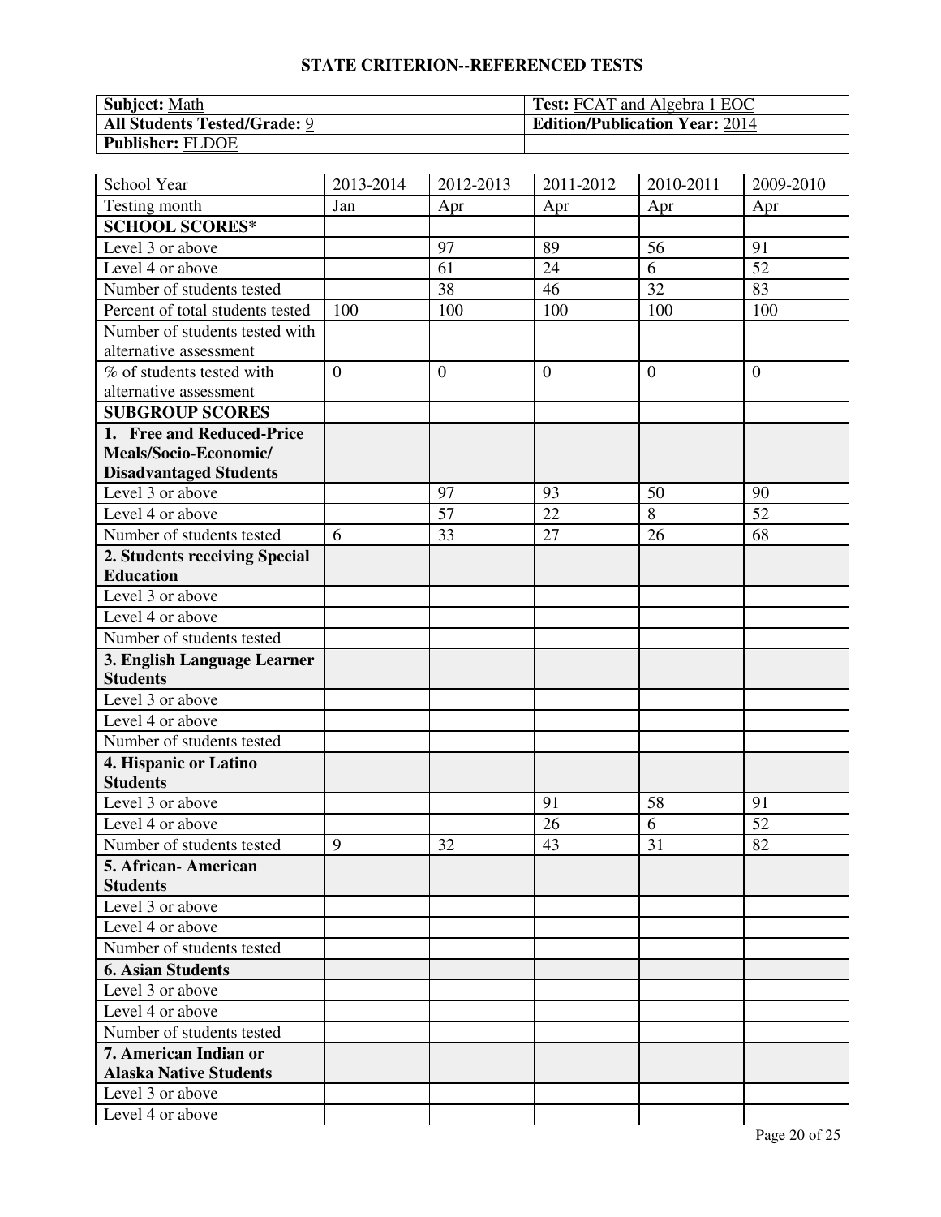## STATE CRITERION--REFERENCED TESTS

| **Subject:** Math | **Test:** FCAT and Algebra 1 EOC |
|---|---|
| **All Students Tested/Grade:** 9 | **Edition/Publication Year:** 2014 |
| **Publisher:** FLDOE | |

| School Year | 2013-2014 | 2012-2013 | 2011-2012 | 2010-2011 | 2009-2010 |
|---|---|---|---|---|---|
| Testing month | Jan | Apr | Apr | Apr | Apr |
| **SCHOOL SCORES*** | | | | | |
| Level 3 or above | | 97 | 89 | 56 | 91 |
| Level 4 or above | | 61 | 24 | 6 | 52 |
| Number of students tested | | 38 | 46 | 32 | 83 |
| Percent of total students tested | 100 | 100 | 100 | 100 | 100 |
| Number of students tested with alternative assessment | | | | | |
| % of students tested with alternative assessment | 0 | 0 | 0 | 0 | 0 |
| **SUBGROUP SCORES** | | | | | |
| **1. Free and Reduced-Price Meals/Socio-Economic/ Disadvantaged Students** | | | | | |
| Level 3 or above | | 97 | 93 | 50 | 90 |
| Level 4 or above | | 57 | 22 | 8 | 52 |
| Number of students tested | 6 | 33 | 27 | 26 | 68 |
| **2. Students receiving Special Education** | | | | | |
| Level 3 or above | | | | | |
| Level 4 or above | | | | | |
| Number of students tested | | | | | |
| **3. English Language Learner Students** | | | | | |
| Level 3 or above | | | | | |
| Level 4 or above | | | | | |
| Number of students tested | | | | | |
| **4. Hispanic or Latino Students** | | | | | |
| Level 3 or above | | | 91 | 58 | 91 |
| Level 4 or above | | | 26 | 6 | 52 |
| Number of students tested | 9 | 32 | 43 | 31 | 82 |
| **5. African- American Students** | | | | | |
| Level 3 or above | | | | | |
| Level 4 or above | | | | | |
| Number of students tested | | | | | |
| **6. Asian Students** | | | | | |
| Level 3 or above | | | | | |
| Level 4 or above | | | | | |
| Number of students tested | | | | | |
| **7. American Indian or Alaska Native Students** | | | | | |
| Level 3 or above | | | | | |
| Level 4 or above | | | | | |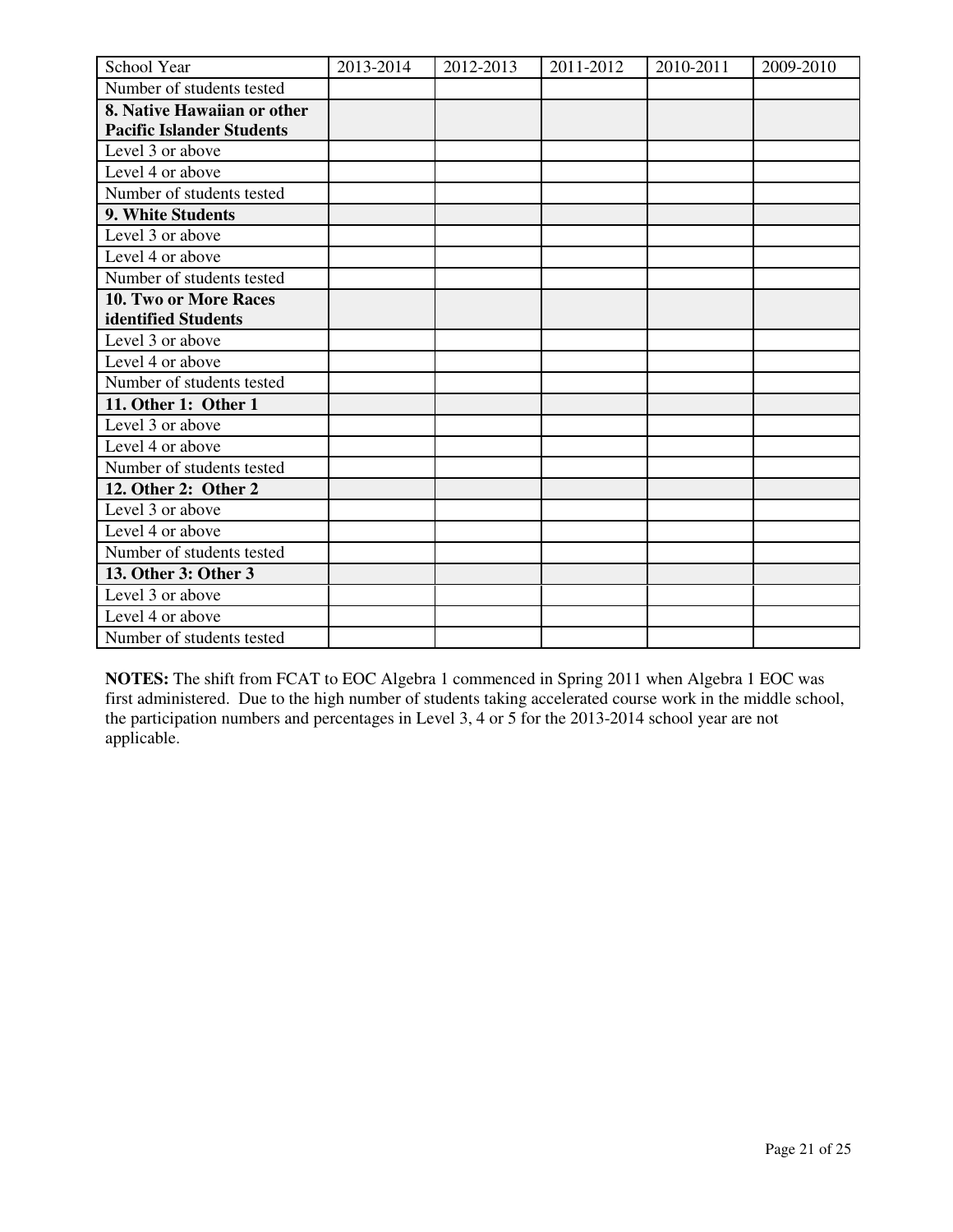| School Year | 2013-2014 | 2012-2013 | 2011-2012 | 2010-2011 | 2009-2010 |
|---|---|---|---|---|---|
| Number of students tested | | | | | |
| **8. Native Hawaiian or other Pacific Islander Students** | | | | | |
| Level 3 or above | | | | | |
| Level 4 or above | | | | | |
| Number of students tested | | | | | |
| **9. White Students** | | | | | |
| Level 3 or above | | | | | |
| Level 4 or above | | | | | |
| Number of students tested | | | | | |
| **10. Two or More Races identified Students** | | | | | |
| Level 3 or above | | | | | |
| Level 4 or above | | | | | |
| Number of students tested | | | | | |
| **11. Other 1: Other 1** | | | | | |
| Level 3 or above | | | | | |
| Level 4 or above | | | | | |
| Number of students tested | | | | | |
| **12. Other 2: Other 2** | | | | | |
| Level 3 or above | | | | | |
| Level 4 or above | | | | | |
| Number of students tested | | | | | |
| **13. Other 3: Other 3** | | | | | |
| Level 3 or above | | | | | |
| Level 4 or above | | | | | |
| Number of students tested | | | | | |

**NOTES:** The shift from FCAT to EOC Algebra 1 commenced in Spring 2011 when Algebra 1 EOC was first administered. Due to the high number of students taking accelerated course work in the middle school, the participation numbers and percentages in Level 3, 4 or 5 for the 2013-2014 school year are not applicable.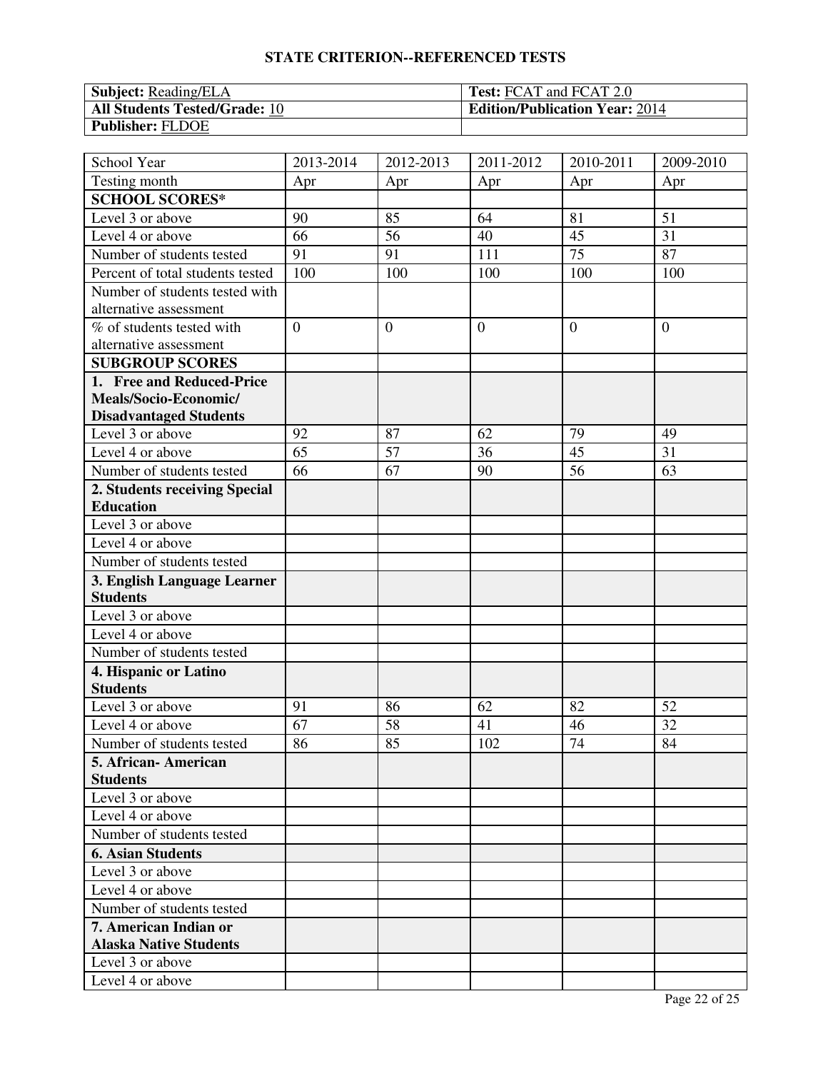## STATE CRITERION--REFERENCED TESTS

| **Subject:** Reading/ELA | **Test:** FCAT and FCAT 2.0 |
|---|---|
| **All Students Tested/Grade:** 10 | **Edition/Publication Year:** 2014 |
| **Publisher:** FLDOE | |

| School Year | 2013-2014 | 2012-2013 | 2011-2012 | 2010-2011 | 2009-2010 |
|---|---|---|---|---|---|
| Testing month | Apr | Apr | Apr | Apr | Apr |
| **SCHOOL SCORES*** | | | | | |
| Level 3 or above | 90 | 85 | 64 | 81 | 51 |
| Level 4 or above | 66 | 56 | 40 | 45 | 31 |
| Number of students tested | 91 | 91 | 111 | 75 | 87 |
| Percent of total students tested | 100 | 100 | 100 | 100 | 100 |
| Number of students tested with alternative assessment | | | | | |
| % of students tested with alternative assessment | 0 | 0 | 0 | 0 | 0 |
| **SUBGROUP SCORES** | | | | | |
| **1. Free and Reduced-Price Meals/Socio-Economic/ Disadvantaged Students** | | | | | |
| Level 3 or above | 92 | 87 | 62 | 79 | 49 |
| Level 4 or above | 65 | 57 | 36 | 45 | 31 |
| Number of students tested | 66 | 67 | 90 | 56 | 63 |
| **2. Students receiving Special Education** | | | | | |
| Level 3 or above | | | | | |
| Level 4 or above | | | | | |
| Number of students tested | | | | | |
| **3. English Language Learner Students** | | | | | |
| Level 3 or above | | | | | |
| Level 4 or above | | | | | |
| Number of students tested | | | | | |
| **4. Hispanic or Latino Students** | | | | | |
| Level 3 or above | 91 | 86 | 62 | 82 | 52 |
| Level 4 or above | 67 | 58 | 41 | 46 | 32 |
| Number of students tested | 86 | 85 | 102 | 74 | 84 |
| **5. African- American Students** | | | | | |
| Level 3 or above | | | | | |
| Level 4 or above | | | | | |
| Number of students tested | | | | | |
| **6. Asian Students** | | | | | |
| Level 3 or above | | | | | |
| Level 4 or above | | | | | |
| Number of students tested | | | | | |
| **7. American Indian or Alaska Native Students** | | | | | |
| Level 3 or above | | | | | |
| Level 4 or above | | | | | |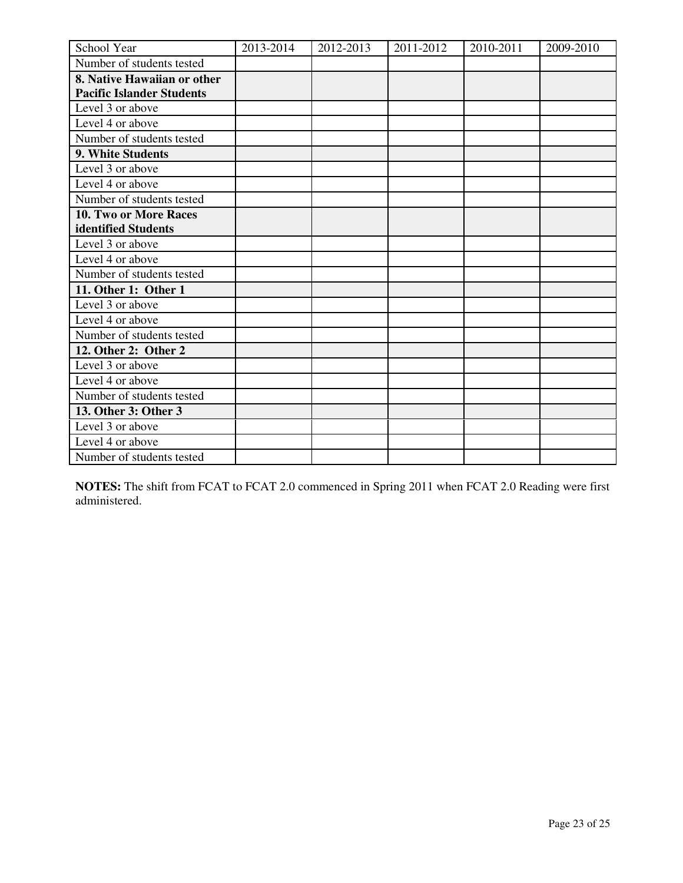| School Year | 2013-2014 | 2012-2013 | 2011-2012 | 2010-2011 | 2009-2010 |
| --- | --- | --- | --- | --- | --- |
| Number of students tested | | | | | |
| **8. Native Hawaiian or other Pacific Islander Students** | | | | | |
| Level 3 or above | | | | | |
| Level 4 or above | | | | | |
| Number of students tested | | | | | |
| **9. White Students** | | | | | |
| Level 3 or above | | | | | |
| Level 4 or above | | | | | |
| Number of students tested | | | | | |
| **10. Two or More Races identified Students** | | | | | |
| Level 3 or above | | | | | |
| Level 4 or above | | | | | |
| Number of students tested | | | | | |
| **11. Other 1: Other 1** | | | | | |
| Level 3 or above | | | | | |
| Level 4 or above | | | | | |
| Number of students tested | | | | | |
| **12. Other 2: Other 2** | | | | | |
| Level 3 or above | | | | | |
| Level 4 or above | | | | | |
| Number of students tested | | | | | |
| **13. Other 3: Other 3** | | | | | |
| Level 3 or above | | | | | |
| Level 4 or above | | | | | |
| Number of students tested | | | | | |

**NOTES:** The shift from FCAT to FCAT 2.0 commenced in Spring 2011 when FCAT 2.0 Reading were first administered.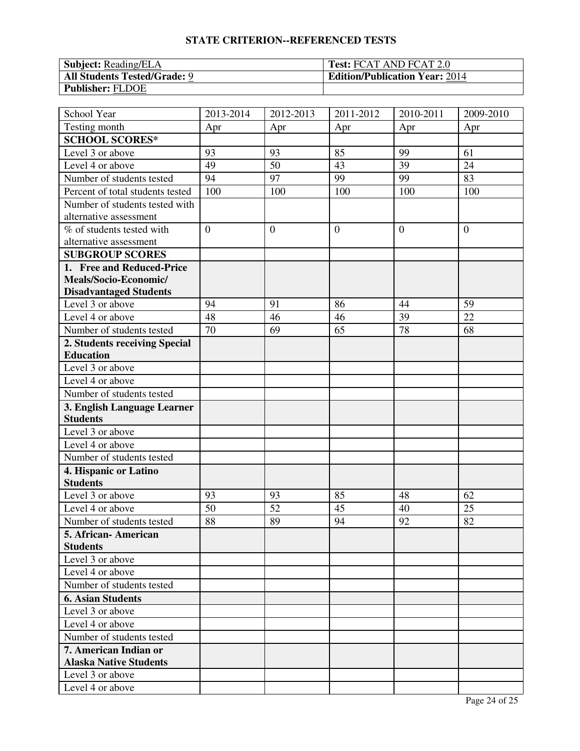## STATE CRITERION--REFERENCED TESTS

| **Subject:** Reading/ELA | **Test:** FCAT AND FCAT 2.0 |
|---|---|
| **All Students Tested/Grade:** 9 | **Edition/Publication Year:** 2014 |
| **Publisher:** FLDOE | |

| School Year | 2013-2014 | 2012-2013 | 2011-2012 | 2010-2011 | 2009-2010 |
|---|---|---|---|---|---|
| Testing month | Apr | Apr | Apr | Apr | Apr |
| **SCHOOL SCORES*** | | | | | |
| Level 3 or above | 93 | 93 | 85 | 99 | 61 |
| Level 4 or above | 49 | 50 | 43 | 39 | 24 |
| Number of students tested | 94 | 97 | 99 | 99 | 83 |
| Percent of total students tested | 100 | 100 | 100 | 100 | 100 |
| Number of students tested with alternative assessment | | | | | |
| % of students tested with alternative assessment | 0 | 0 | 0 | 0 | 0 |
| **SUBGROUP SCORES** | | | | | |
| **1. Free and Reduced-Price Meals/Socio-Economic/ Disadvantaged Students** | | | | | |
| Level 3 or above | 94 | 91 | 86 | 44 | 59 |
| Level 4 or above | 48 | 46 | 46 | 39 | 22 |
| Number of students tested | 70 | 69 | 65 | 78 | 68 |
| **2. Students receiving Special Education** | | | | | |
| Level 3 or above | | | | | |
| Level 4 or above | | | | | |
| Number of students tested | | | | | |
| **3. English Language Learner Students** | | | | | |
| Level 3 or above | | | | | |
| Level 4 or above | | | | | |
| Number of students tested | | | | | |
| **4. Hispanic or Latino Students** | | | | | |
| Level 3 or above | 93 | 93 | 85 | 48 | 62 |
| Level 4 or above | 50 | 52 | 45 | 40 | 25 |
| Number of students tested | 88 | 89 | 94 | 92 | 82 |
| **5. African- American Students** | | | | | |
| Level 3 or above | | | | | |
| Level 4 or above | | | | | |
| Number of students tested | | | | | |
| **6. Asian Students** | | | | | |
| Level 3 or above | | | | | |
| Level 4 or above | | | | | |
| Number of students tested | | | | | |
| **7. American Indian or Alaska Native Students** | | | | | |
| Level 3 or above | | | | | |
| Level 4 or above | | | | | |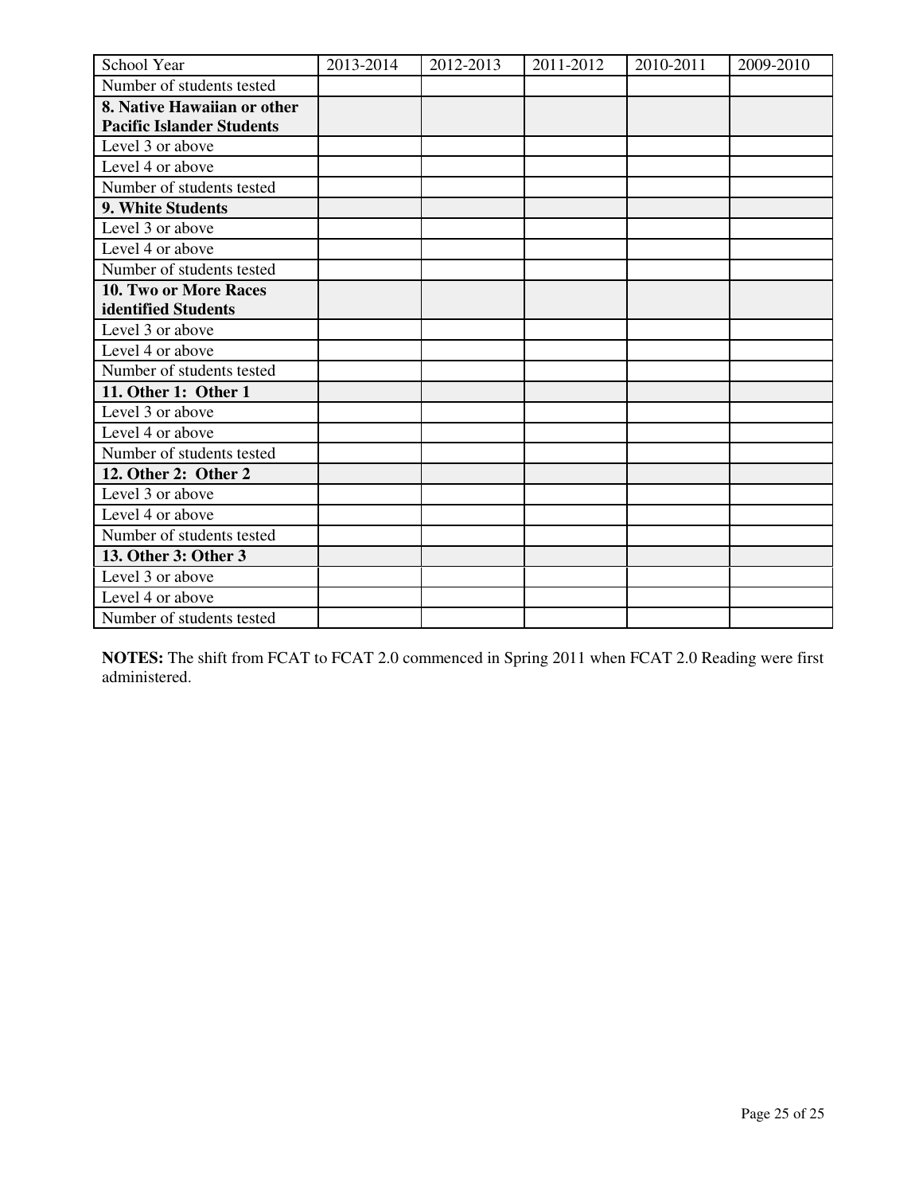| School Year | 2013-2014 | 2012-2013 | 2011-2012 | 2010-2011 | 2009-2010 |
|---|---|---|---|---|---|
| Number of students tested | | | | | |
| **8. Native Hawaiian or other Pacific Islander Students** | | | | | |
| Level 3 or above | | | | | |
| Level 4 or above | | | | | |
| Number of students tested | | | | | |
| **9. White Students** | | | | | |
| Level 3 or above | | | | | |
| Level 4 or above | | | | | |
| Number of students tested | | | | | |
| **10. Two or More Races identified Students** | | | | | |
| Level 3 or above | | | | | |
| Level 4 or above | | | | | |
| Number of students tested | | | | | |
| **11. Other 1: Other 1** | | | | | |
| Level 3 or above | | | | | |
| Level 4 or above | | | | | |
| Number of students tested | | | | | |
| **12. Other 2: Other 2** | | | | | |
| Level 3 or above | | | | | |
| Level 4 or above | | | | | |
| Number of students tested | | | | | |
| **13. Other 3: Other 3** | | | | | |
| Level 3 or above | | | | | |
| Level 4 or above | | | | | |
| Number of students tested | | | | | |

**NOTES:** The shift from FCAT to FCAT 2.0 commenced in Spring 2011 when FCAT 2.0 Reading were first administered.